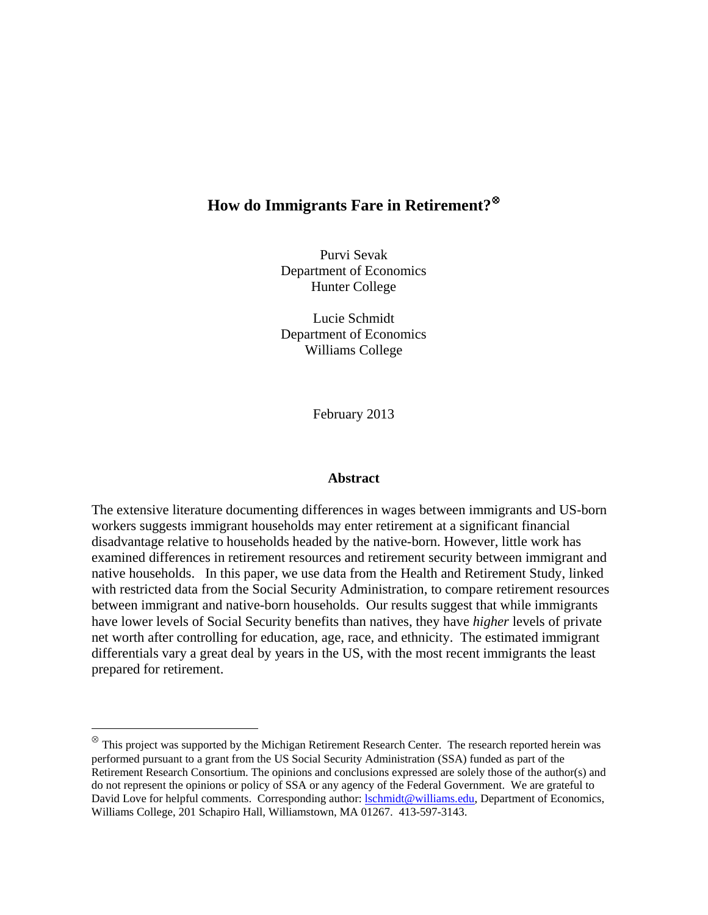# How do Immigrants Fare in Retirement?[⊗]

Purvi Sevak
Department of Economics
Hunter College

Lucie Schmidt
Department of Economics
Williams College

February 2013

## Abstract

The extensive literature documenting differences in wages between immigrants and US-born workers suggests immigrant households may enter retirement at a significant financial disadvantage relative to households headed by the native-born. However, little work has examined differences in retirement resources and retirement security between immigrant and native households. In this paper, we use data from the Health and Retirement Study, linked with restricted data from the Social Security Administration, to compare retirement resources between immigrant and native-born households. Our results suggest that while immigrants have lower levels of Social Security benefits than natives, they have *higher* levels of private net worth after controlling for education, age, race, and ethnicity. The estimated immigrant differentials vary a great deal by years in the US, with the most recent immigrants the least prepared for retirement.

---

[⊗] This project was supported by the Michigan Retirement Research Center. The research reported herein was performed pursuant to a grant from the US Social Security Administration (SSA) funded as part of the Retirement Research Consortium. The opinions and conclusions expressed are solely those of the author(s) and do not represent the opinions or policy of SSA or any agency of the Federal Government. We are grateful to David Love for helpful comments. Corresponding author: lschmidt@williams.edu, Department of Economics, Williams College, 201 Schapiro Hall, Williamstown, MA 01267. 413-597-3143.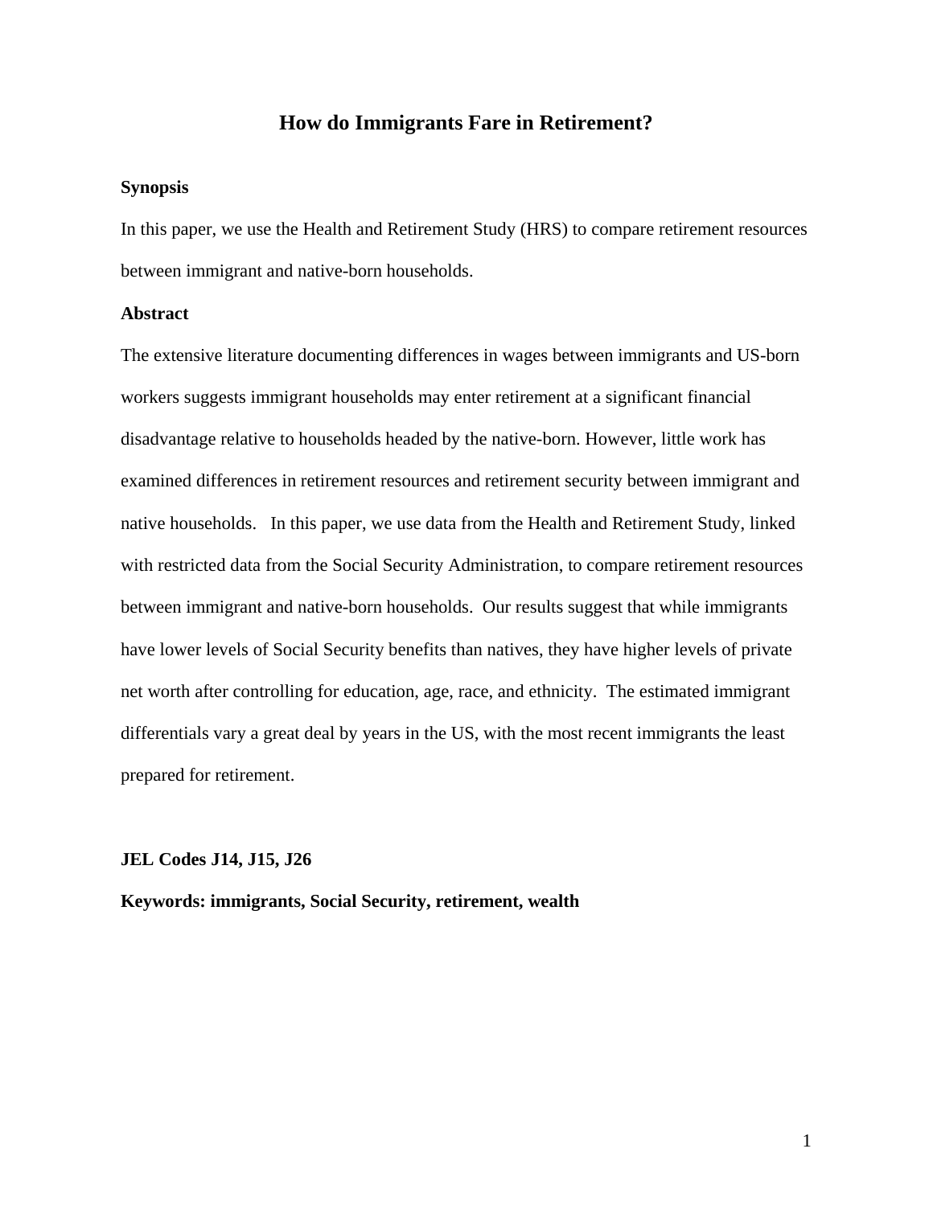# How do Immigrants Fare in Retirement?

**Synopsis**

In this paper, we use the Health and Retirement Study (HRS) to compare retirement resources between immigrant and native-born households.

**Abstract**

The extensive literature documenting differences in wages between immigrants and US-born workers suggests immigrant households may enter retirement at a significant financial disadvantage relative to households headed by the native-born. However, little work has examined differences in retirement resources and retirement security between immigrant and native households. In this paper, we use data from the Health and Retirement Study, linked with restricted data from the Social Security Administration, to compare retirement resources between immigrant and native-born households. Our results suggest that while immigrants have lower levels of Social Security benefits than natives, they have higher levels of private net worth after controlling for education, age, race, and ethnicity. The estimated immigrant differentials vary a great deal by years in the US, with the most recent immigrants the least prepared for retirement.

**JEL Codes J14, J15, J26**

**Keywords: immigrants, Social Security, retirement, wealth**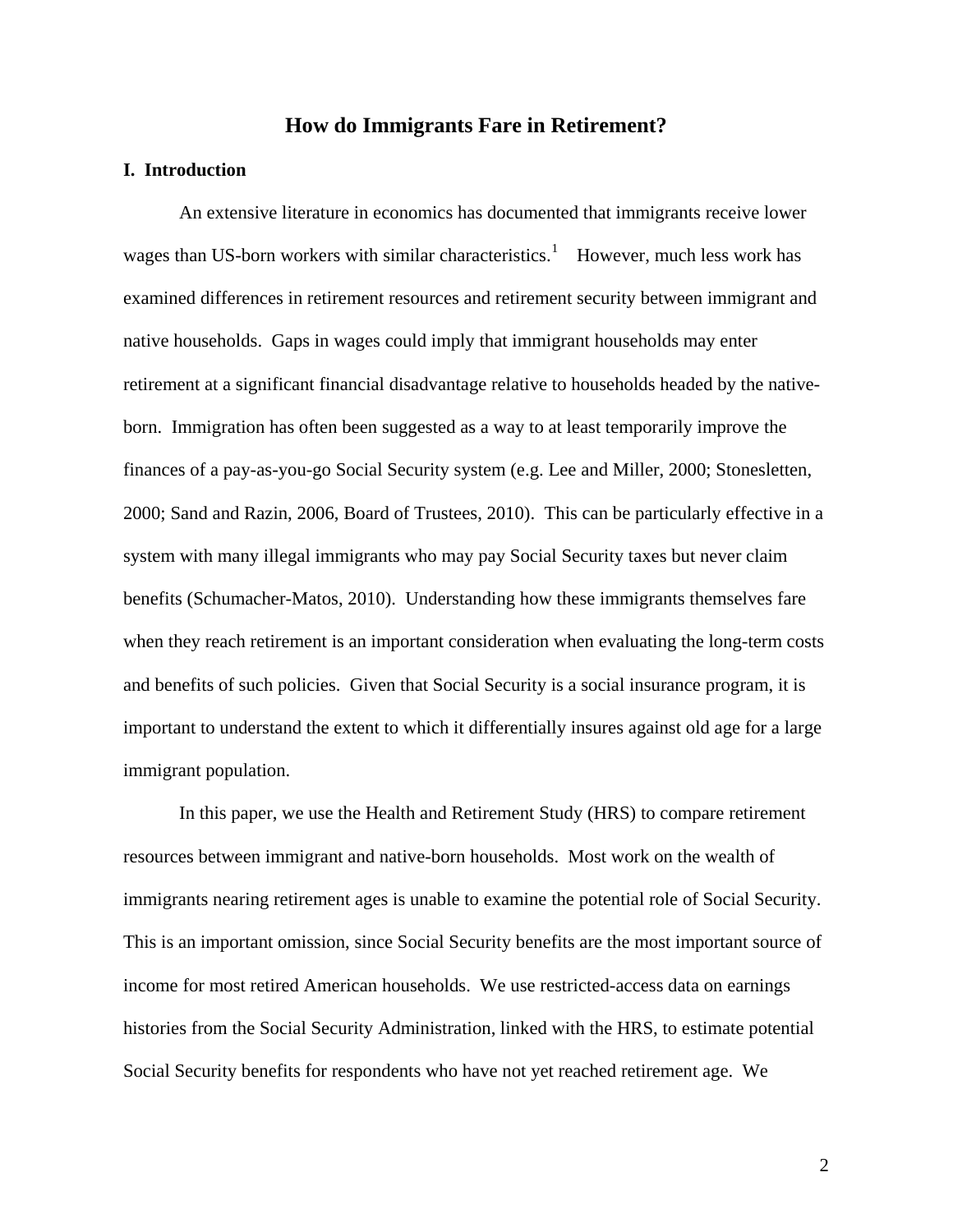# How do Immigrants Fare in Retirement?

## I. Introduction

An extensive literature in economics has documented that immigrants receive lower wages than US-born workers with similar characteristics.[1] However, much less work has examined differences in retirement resources and retirement security between immigrant and native households. Gaps in wages could imply that immigrant households may enter retirement at a significant financial disadvantage relative to households headed by the native-born. Immigration has often been suggested as a way to at least temporarily improve the finances of a pay-as-you-go Social Security system (e.g. Lee and Miller, 2000; Stonesletten, 2000; Sand and Razin, 2006, Board of Trustees, 2010). This can be particularly effective in a system with many illegal immigrants who may pay Social Security taxes but never claim benefits (Schumacher-Matos, 2010). Understanding how these immigrants themselves fare when they reach retirement is an important consideration when evaluating the long-term costs and benefits of such policies. Given that Social Security is a social insurance program, it is important to understand the extent to which it differentially insures against old age for a large immigrant population.

In this paper, we use the Health and Retirement Study (HRS) to compare retirement resources between immigrant and native-born households. Most work on the wealth of immigrants nearing retirement ages is unable to examine the potential role of Social Security. This is an important omission, since Social Security benefits are the most important source of income for most retired American households. We use restricted-access data on earnings histories from the Social Security Administration, linked with the HRS, to estimate potential Social Security benefits for respondents who have not yet reached retirement age. We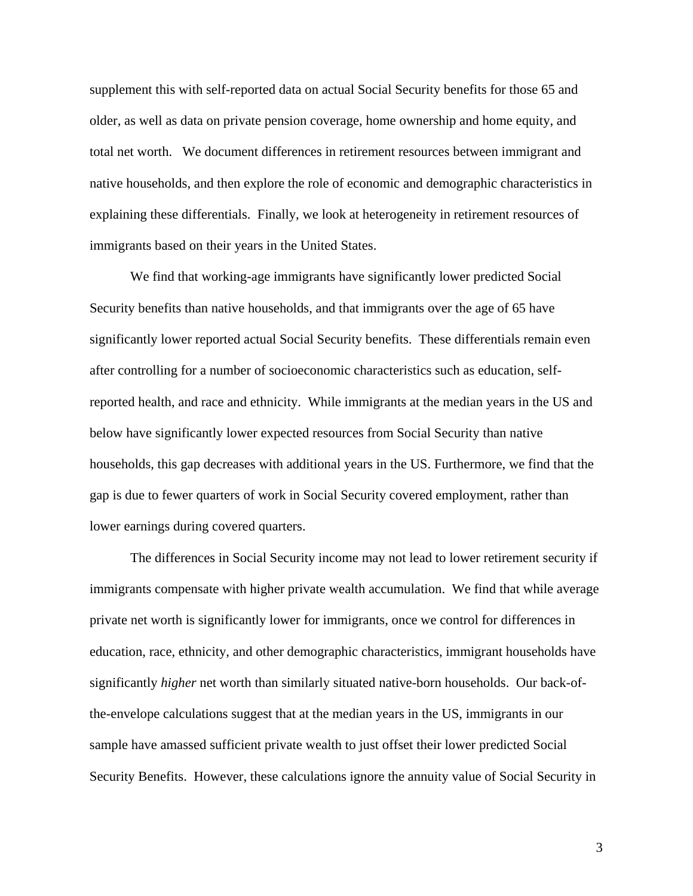supplement this with self-reported data on actual Social Security benefits for those 65 and older, as well as data on private pension coverage, home ownership and home equity, and total net worth. We document differences in retirement resources between immigrant and native households, and then explore the role of economic and demographic characteristics in explaining these differentials. Finally, we look at heterogeneity in retirement resources of immigrants based on their years in the United States.

We find that working-age immigrants have significantly lower predicted Social Security benefits than native households, and that immigrants over the age of 65 have significantly lower reported actual Social Security benefits. These differentials remain even after controlling for a number of socioeconomic characteristics such as education, self-reported health, and race and ethnicity. While immigrants at the median years in the US and below have significantly lower expected resources from Social Security than native households, this gap decreases with additional years in the US. Furthermore, we find that the gap is due to fewer quarters of work in Social Security covered employment, rather than lower earnings during covered quarters.

The differences in Social Security income may not lead to lower retirement security if immigrants compensate with higher private wealth accumulation. We find that while average private net worth is significantly lower for immigrants, once we control for differences in education, race, ethnicity, and other demographic characteristics, immigrant households have significantly *higher* net worth than similarly situated native-born households. Our back-of-the-envelope calculations suggest that at the median years in the US, immigrants in our sample have amassed sufficient private wealth to just offset their lower predicted Social Security Benefits. However, these calculations ignore the annuity value of Social Security in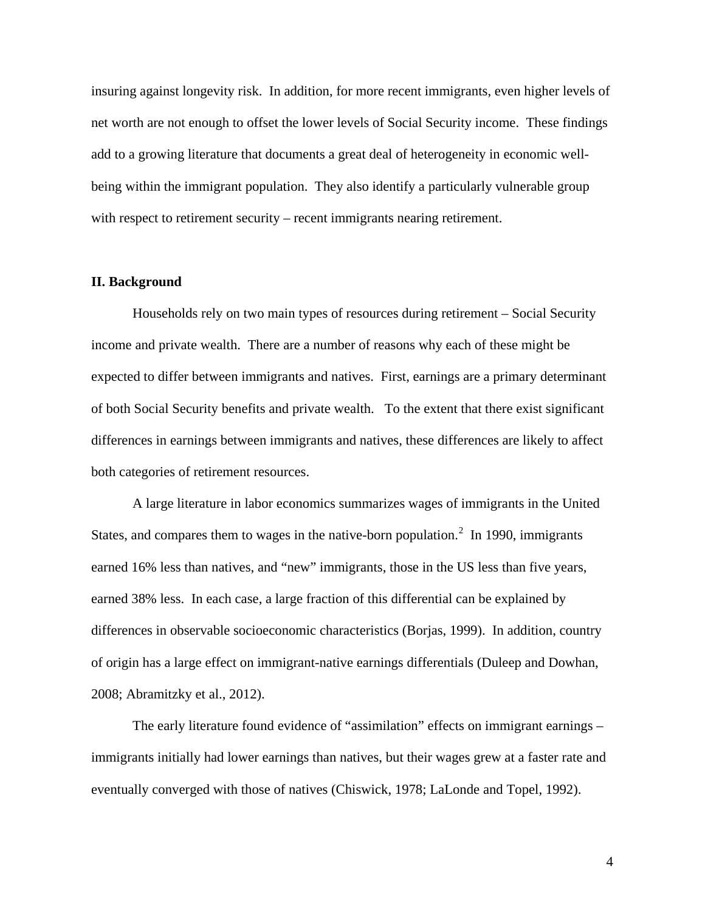insuring against longevity risk. In addition, for more recent immigrants, even higher levels of net worth are not enough to offset the lower levels of Social Security income. These findings add to a growing literature that documents a great deal of heterogeneity in economic well-being within the immigrant population. They also identify a particularly vulnerable group with respect to retirement security – recent immigrants nearing retirement.

## II. Background

Households rely on two main types of resources during retirement – Social Security income and private wealth. There are a number of reasons why each of these might be expected to differ between immigrants and natives. First, earnings are a primary determinant of both Social Security benefits and private wealth. To the extent that there exist significant differences in earnings between immigrants and natives, these differences are likely to affect both categories of retirement resources.

A large literature in labor economics summarizes wages of immigrants in the United States, and compares them to wages in the native-born population.[2] In 1990, immigrants earned 16% less than natives, and "new" immigrants, those in the US less than five years, earned 38% less. In each case, a large fraction of this differential can be explained by differences in observable socioeconomic characteristics (Borjas, 1999). In addition, country of origin has a large effect on immigrant-native earnings differentials (Duleep and Dowhan, 2008; Abramitzky et al., 2012).

The early literature found evidence of "assimilation" effects on immigrant earnings – immigrants initially had lower earnings than natives, but their wages grew at a faster rate and eventually converged with those of natives (Chiswick, 1978; LaLonde and Topel, 1992).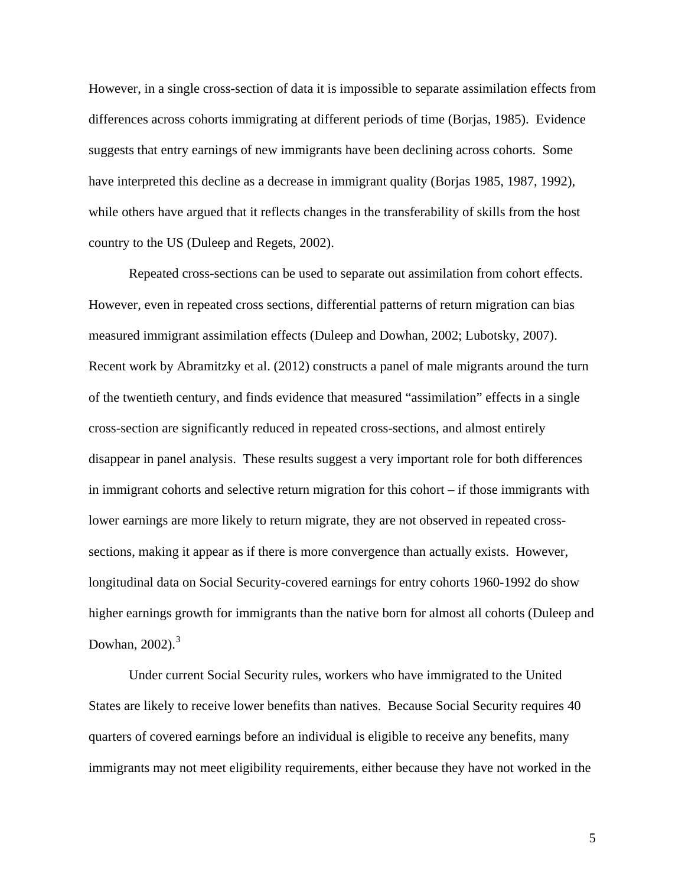However, in a single cross-section of data it is impossible to separate assimilation effects from differences across cohorts immigrating at different periods of time (Borjas, 1985). Evidence suggests that entry earnings of new immigrants have been declining across cohorts. Some have interpreted this decline as a decrease in immigrant quality (Borjas 1985, 1987, 1992), while others have argued that it reflects changes in the transferability of skills from the host country to the US (Duleep and Regets, 2002).

Repeated cross-sections can be used to separate out assimilation from cohort effects. However, even in repeated cross sections, differential patterns of return migration can bias measured immigrant assimilation effects (Duleep and Dowhan, 2002; Lubotsky, 2007). Recent work by Abramitzky et al. (2012) constructs a panel of male migrants around the turn of the twentieth century, and finds evidence that measured "assimilation" effects in a single cross-section are significantly reduced in repeated cross-sections, and almost entirely disappear in panel analysis. These results suggest a very important role for both differences in immigrant cohorts and selective return migration for this cohort – if those immigrants with lower earnings are more likely to return migrate, they are not observed in repeated cross-sections, making it appear as if there is more convergence than actually exists. However, longitudinal data on Social Security-covered earnings for entry cohorts 1960-1992 do show higher earnings growth for immigrants than the native born for almost all cohorts (Duleep and Dowhan, 2002).[3]

Under current Social Security rules, workers who have immigrated to the United States are likely to receive lower benefits than natives. Because Social Security requires 40 quarters of covered earnings before an individual is eligible to receive any benefits, many immigrants may not meet eligibility requirements, either because they have not worked in the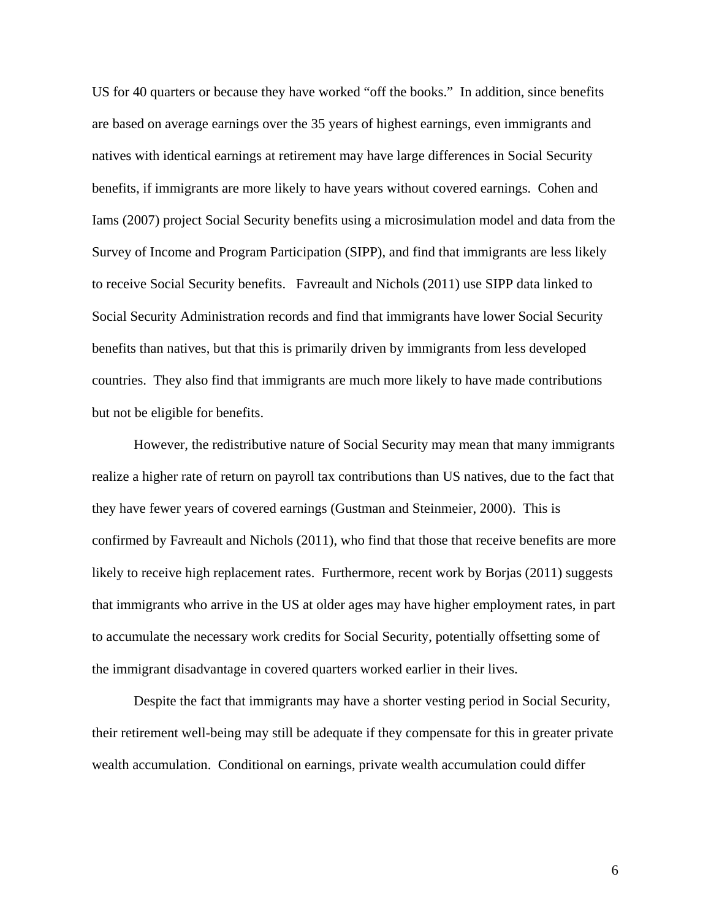US for 40 quarters or because they have worked "off the books." In addition, since benefits are based on average earnings over the 35 years of highest earnings, even immigrants and natives with identical earnings at retirement may have large differences in Social Security benefits, if immigrants are more likely to have years without covered earnings. Cohen and Iams (2007) project Social Security benefits using a microsimulation model and data from the Survey of Income and Program Participation (SIPP), and find that immigrants are less likely to receive Social Security benefits. Favreault and Nichols (2011) use SIPP data linked to Social Security Administration records and find that immigrants have lower Social Security benefits than natives, but that this is primarily driven by immigrants from less developed countries. They also find that immigrants are much more likely to have made contributions but not be eligible for benefits.

However, the redistributive nature of Social Security may mean that many immigrants realize a higher rate of return on payroll tax contributions than US natives, due to the fact that they have fewer years of covered earnings (Gustman and Steinmeier, 2000). This is confirmed by Favreault and Nichols (2011), who find that those that receive benefits are more likely to receive high replacement rates. Furthermore, recent work by Borjas (2011) suggests that immigrants who arrive in the US at older ages may have higher employment rates, in part to accumulate the necessary work credits for Social Security, potentially offsetting some of the immigrant disadvantage in covered quarters worked earlier in their lives.

Despite the fact that immigrants may have a shorter vesting period in Social Security, their retirement well-being may still be adequate if they compensate for this in greater private wealth accumulation. Conditional on earnings, private wealth accumulation could differ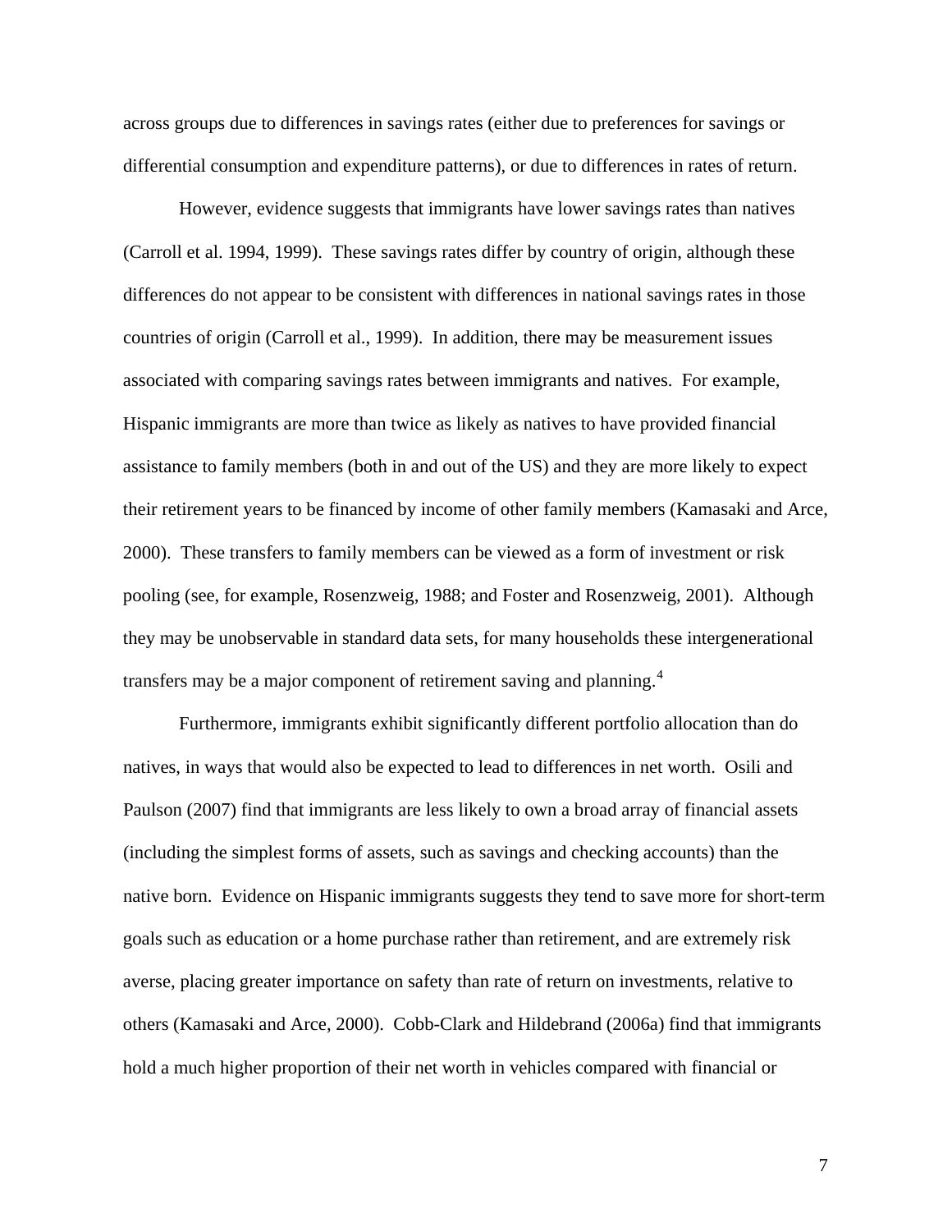across groups due to differences in savings rates (either due to preferences for savings or differential consumption and expenditure patterns), or due to differences in rates of return.

However, evidence suggests that immigrants have lower savings rates than natives (Carroll et al. 1994, 1999). These savings rates differ by country of origin, although these differences do not appear to be consistent with differences in national savings rates in those countries of origin (Carroll et al., 1999). In addition, there may be measurement issues associated with comparing savings rates between immigrants and natives. For example, Hispanic immigrants are more than twice as likely as natives to have provided financial assistance to family members (both in and out of the US) and they are more likely to expect their retirement years to be financed by income of other family members (Kamasaki and Arce, 2000). These transfers to family members can be viewed as a form of investment or risk pooling (see, for example, Rosenzweig, 1988; and Foster and Rosenzweig, 2001). Although they may be unobservable in standard data sets, for many households these intergenerational transfers may be a major component of retirement saving and planning.[4]

Furthermore, immigrants exhibit significantly different portfolio allocation than do natives, in ways that would also be expected to lead to differences in net worth. Osili and Paulson (2007) find that immigrants are less likely to own a broad array of financial assets (including the simplest forms of assets, such as savings and checking accounts) than the native born. Evidence on Hispanic immigrants suggests they tend to save more for short-term goals such as education or a home purchase rather than retirement, and are extremely risk averse, placing greater importance on safety than rate of return on investments, relative to others (Kamasaki and Arce, 2000). Cobb-Clark and Hildebrand (2006a) find that immigrants hold a much higher proportion of their net worth in vehicles compared with financial or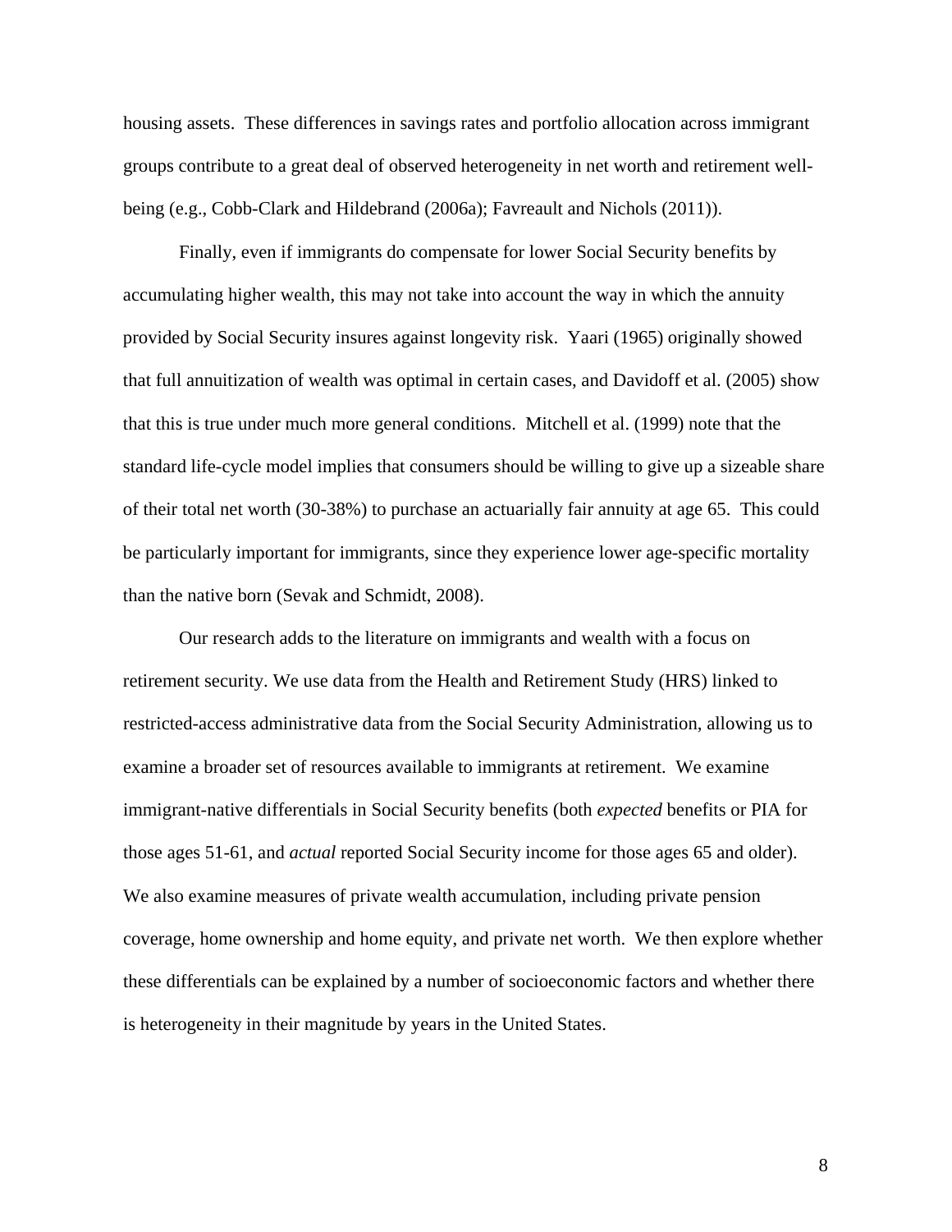housing assets. These differences in savings rates and portfolio allocation across immigrant groups contribute to a great deal of observed heterogeneity in net worth and retirement well-being (e.g., Cobb-Clark and Hildebrand (2006a); Favreault and Nichols (2011)).

Finally, even if immigrants do compensate for lower Social Security benefits by accumulating higher wealth, this may not take into account the way in which the annuity provided by Social Security insures against longevity risk. Yaari (1965) originally showed that full annuitization of wealth was optimal in certain cases, and Davidoff et al. (2005) show that this is true under much more general conditions. Mitchell et al. (1999) note that the standard life-cycle model implies that consumers should be willing to give up a sizeable share of their total net worth (30-38%) to purchase an actuarially fair annuity at age 65. This could be particularly important for immigrants, since they experience lower age-specific mortality than the native born (Sevak and Schmidt, 2008).

Our research adds to the literature on immigrants and wealth with a focus on retirement security. We use data from the Health and Retirement Study (HRS) linked to restricted-access administrative data from the Social Security Administration, allowing us to examine a broader set of resources available to immigrants at retirement. We examine immigrant-native differentials in Social Security benefits (both *expected* benefits or PIA for those ages 51-61, and *actual* reported Social Security income for those ages 65 and older). We also examine measures of private wealth accumulation, including private pension coverage, home ownership and home equity, and private net worth. We then explore whether these differentials can be explained by a number of socioeconomic factors and whether there is heterogeneity in their magnitude by years in the United States.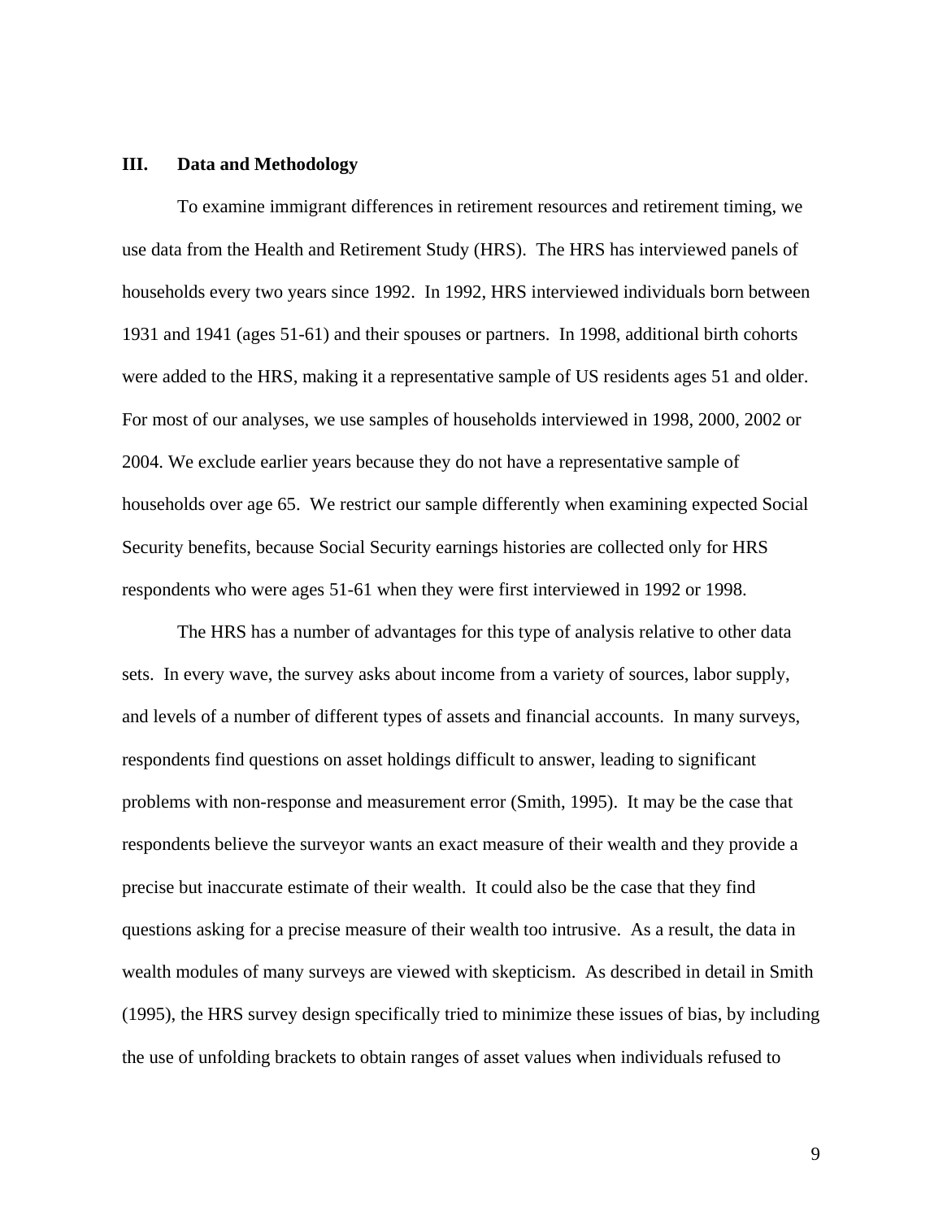## III. Data and Methodology

To examine immigrant differences in retirement resources and retirement timing, we use data from the Health and Retirement Study (HRS). The HRS has interviewed panels of households every two years since 1992. In 1992, HRS interviewed individuals born between 1931 and 1941 (ages 51-61) and their spouses or partners. In 1998, additional birth cohorts were added to the HRS, making it a representative sample of US residents ages 51 and older. For most of our analyses, we use samples of households interviewed in 1998, 2000, 2002 or 2004. We exclude earlier years because they do not have a representative sample of households over age 65. We restrict our sample differently when examining expected Social Security benefits, because Social Security earnings histories are collected only for HRS respondents who were ages 51-61 when they were first interviewed in 1992 or 1998.

The HRS has a number of advantages for this type of analysis relative to other data sets. In every wave, the survey asks about income from a variety of sources, labor supply, and levels of a number of different types of assets and financial accounts. In many surveys, respondents find questions on asset holdings difficult to answer, leading to significant problems with non-response and measurement error (Smith, 1995). It may be the case that respondents believe the surveyor wants an exact measure of their wealth and they provide a precise but inaccurate estimate of their wealth. It could also be the case that they find questions asking for a precise measure of their wealth too intrusive. As a result, the data in wealth modules of many surveys are viewed with skepticism. As described in detail in Smith (1995), the HRS survey design specifically tried to minimize these issues of bias, by including the use of unfolding brackets to obtain ranges of asset values when individuals refused to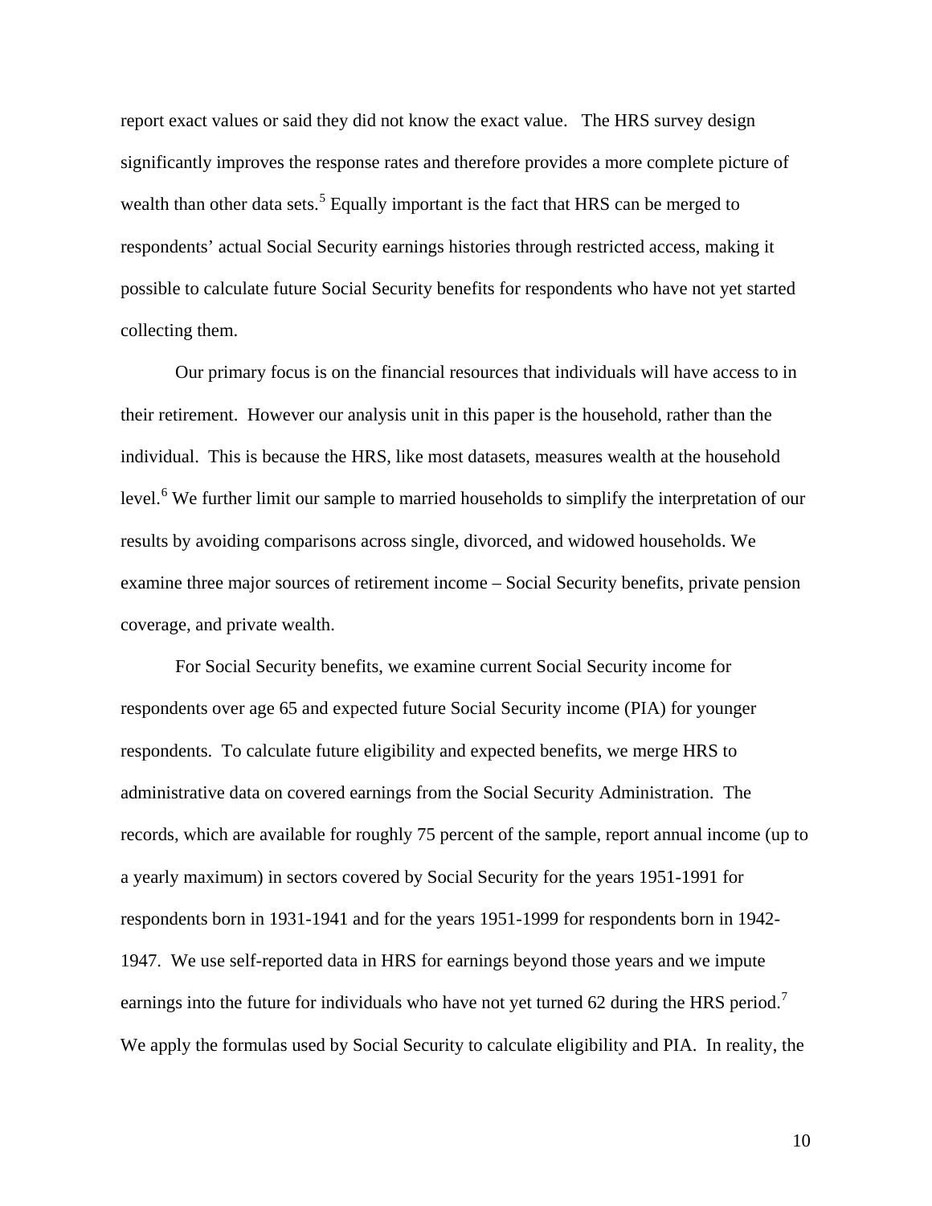report exact values or said they did not know the exact value. The HRS survey design significantly improves the response rates and therefore provides a more complete picture of wealth than other data sets.[5] Equally important is the fact that HRS can be merged to respondents' actual Social Security earnings histories through restricted access, making it possible to calculate future Social Security benefits for respondents who have not yet started collecting them.

Our primary focus is on the financial resources that individuals will have access to in their retirement. However our analysis unit in this paper is the household, rather than the individual. This is because the HRS, like most datasets, measures wealth at the household level.[6] We further limit our sample to married households to simplify the interpretation of our results by avoiding comparisons across single, divorced, and widowed households. We examine three major sources of retirement income – Social Security benefits, private pension coverage, and private wealth.

For Social Security benefits, we examine current Social Security income for respondents over age 65 and expected future Social Security income (PIA) for younger respondents. To calculate future eligibility and expected benefits, we merge HRS to administrative data on covered earnings from the Social Security Administration. The records, which are available for roughly 75 percent of the sample, report annual income (up to a yearly maximum) in sectors covered by Social Security for the years 1951-1991 for respondents born in 1931-1941 and for the years 1951-1999 for respondents born in 1942-1947. We use self-reported data in HRS for earnings beyond those years and we impute earnings into the future for individuals who have not yet turned 62 during the HRS period.[7] We apply the formulas used by Social Security to calculate eligibility and PIA. In reality, the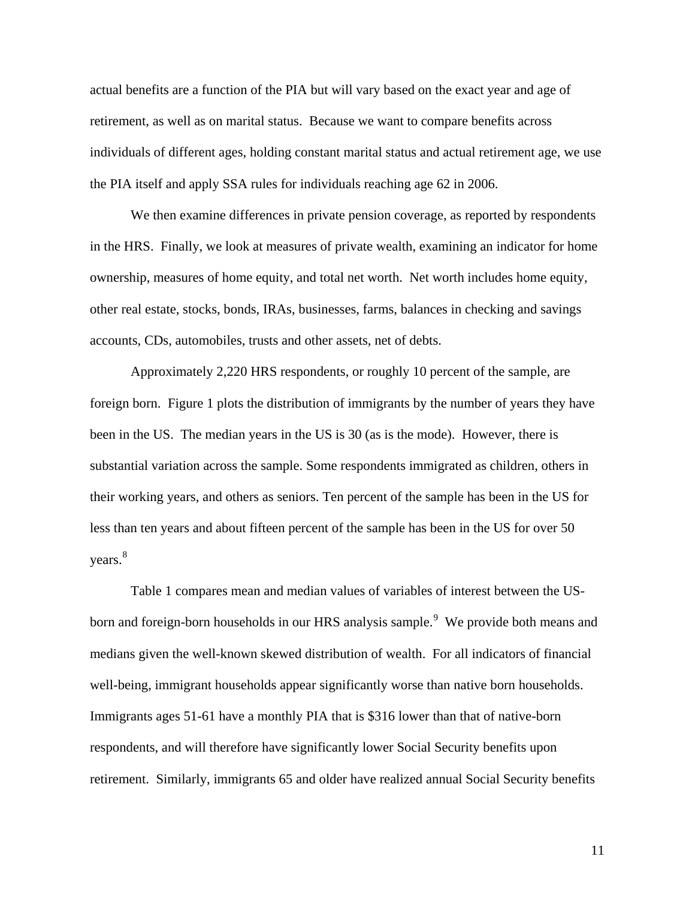actual benefits are a function of the PIA but will vary based on the exact year and age of retirement, as well as on marital status. Because we want to compare benefits across individuals of different ages, holding constant marital status and actual retirement age, we use the PIA itself and apply SSA rules for individuals reaching age 62 in 2006.

We then examine differences in private pension coverage, as reported by respondents in the HRS. Finally, we look at measures of private wealth, examining an indicator for home ownership, measures of home equity, and total net worth. Net worth includes home equity, other real estate, stocks, bonds, IRAs, businesses, farms, balances in checking and savings accounts, CDs, automobiles, trusts and other assets, net of debts.

Approximately 2,220 HRS respondents, or roughly 10 percent of the sample, are foreign born. Figure 1 plots the distribution of immigrants by the number of years they have been in the US. The median years in the US is 30 (as is the mode). However, there is substantial variation across the sample. Some respondents immigrated as children, others in their working years, and others as seniors. Ten percent of the sample has been in the US for less than ten years and about fifteen percent of the sample has been in the US for over 50 years.[8]

Table 1 compares mean and median values of variables of interest between the US-born and foreign-born households in our HRS analysis sample.[9] We provide both means and medians given the well-known skewed distribution of wealth. For all indicators of financial well-being, immigrant households appear significantly worse than native born households. Immigrants ages 51-61 have a monthly PIA that is $316 lower than that of native-born respondents, and will therefore have significantly lower Social Security benefits upon retirement. Similarly, immigrants 65 and older have realized annual Social Security benefits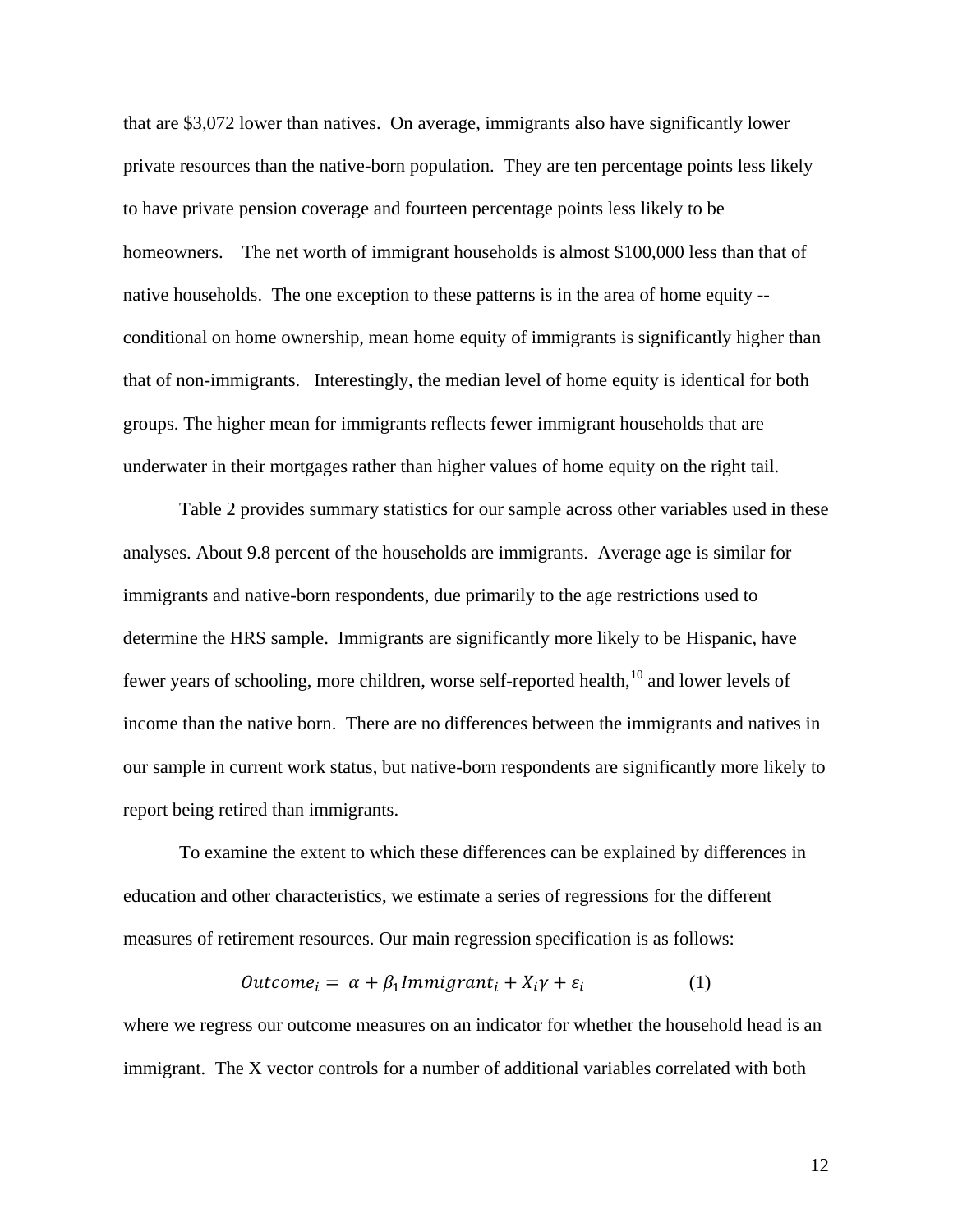that are $3,072 lower than natives. On average, immigrants also have significantly lower private resources than the native-born population. They are ten percentage points less likely to have private pension coverage and fourteen percentage points less likely to be homeowners. The net worth of immigrant households is almost $100,000 less than that of native households. The one exception to these patterns is in the area of home equity -- conditional on home ownership, mean home equity of immigrants is significantly higher than that of non-immigrants. Interestingly, the median level of home equity is identical for both groups. The higher mean for immigrants reflects fewer immigrant households that are underwater in their mortgages rather than higher values of home equity on the right tail.

Table 2 provides summary statistics for our sample across other variables used in these analyses. About 9.8 percent of the households are immigrants. Average age is similar for immigrants and native-born respondents, due primarily to the age restrictions used to determine the HRS sample. Immigrants are significantly more likely to be Hispanic, have fewer years of schooling, more children, worse self-reported health,[10] and lower levels of income than the native born. There are no differences between the immigrants and natives in our sample in current work status, but native-born respondents are significantly more likely to report being retired than immigrants.

To examine the extent to which these differences can be explained by differences in education and other characteristics, we estimate a series of regressions for the different measures of retirement resources. Our main regression specification is as follows:

$$Outcome_i = \alpha + \beta_1 Immigrant_i + X_i \gamma + \varepsilon_i \qquad (1)$$

where we regress our outcome measures on an indicator for whether the household head is an immigrant. The X vector controls for a number of additional variables correlated with both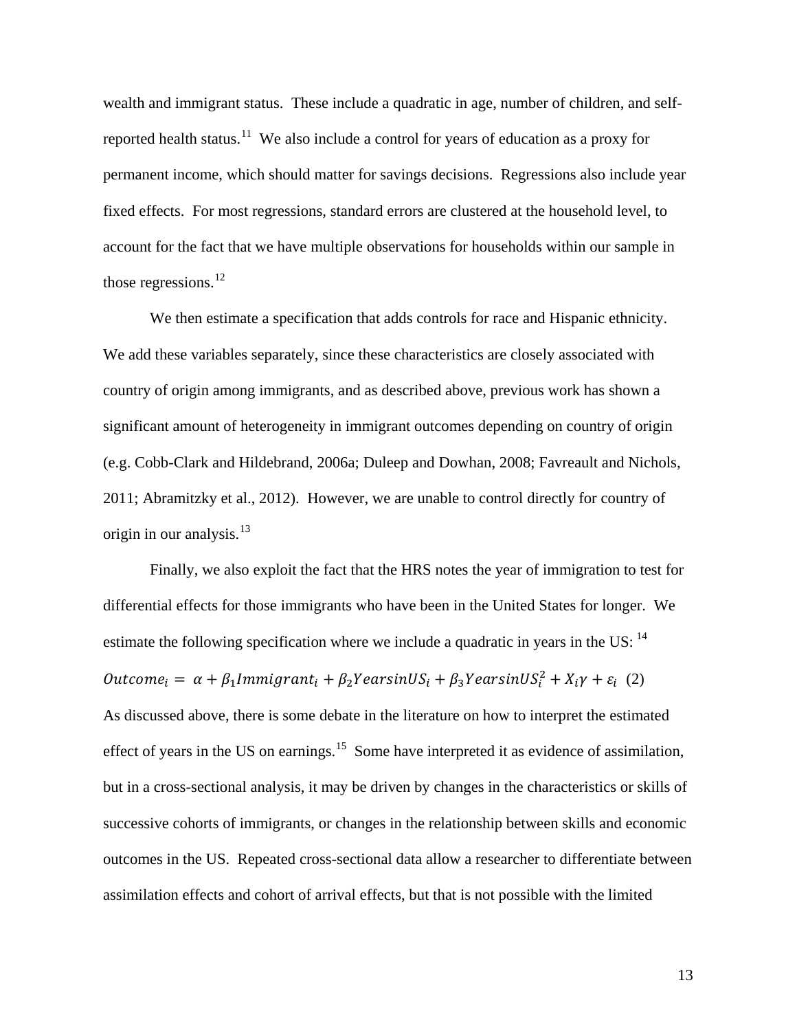wealth and immigrant status. These include a quadratic in age, number of children, and self-reported health status.[11] We also include a control for years of education as a proxy for permanent income, which should matter for savings decisions. Regressions also include year fixed effects. For most regressions, standard errors are clustered at the household level, to account for the fact that we have multiple observations for households within our sample in those regressions.[12]

We then estimate a specification that adds controls for race and Hispanic ethnicity. We add these variables separately, since these characteristics are closely associated with country of origin among immigrants, and as described above, previous work has shown a significant amount of heterogeneity in immigrant outcomes depending on country of origin (e.g. Cobb-Clark and Hildebrand, 2006a; Duleep and Dowhan, 2008; Favreault and Nichols, 2011; Abramitzky et al., 2012). However, we are unable to control directly for country of origin in our analysis.[13]

Finally, we also exploit the fact that the HRS notes the year of immigration to test for differential effects for those immigrants who have been in the United States for longer. We estimate the following specification where we include a quadratic in years in the US: [14]

$$Outcome_i = \alpha + \beta_1 Immigrant_i + \beta_2 YearsinUS_i + \beta_3 YearsinUS_i^2 + X_i\gamma + \varepsilon_i \quad (2)$$

As discussed above, there is some debate in the literature on how to interpret the estimated effect of years in the US on earnings.[15] Some have interpreted it as evidence of assimilation, but in a cross-sectional analysis, it may be driven by changes in the characteristics or skills of successive cohorts of immigrants, or changes in the relationship between skills and economic outcomes in the US. Repeated cross-sectional data allow a researcher to differentiate between assimilation effects and cohort of arrival effects, but that is not possible with the limited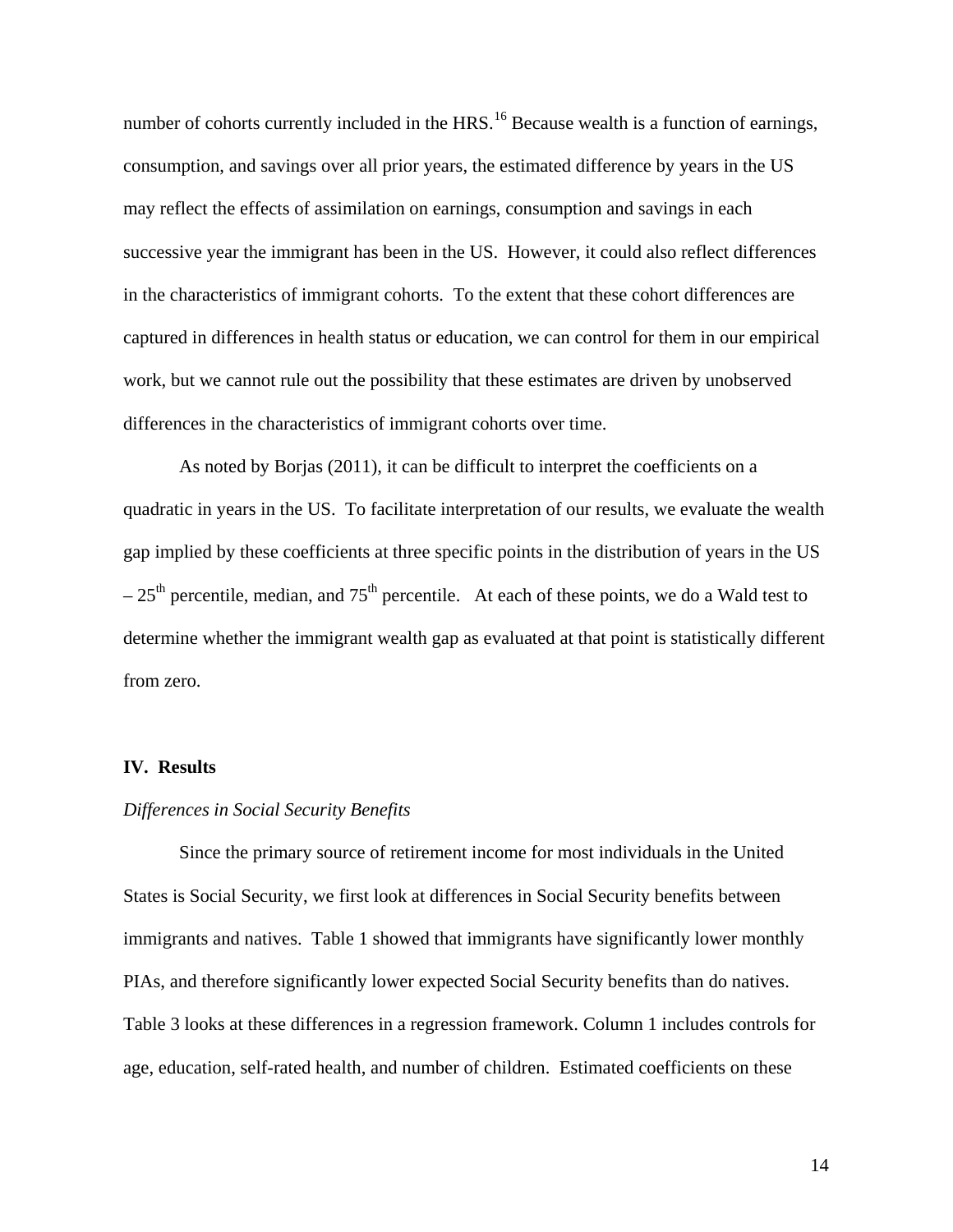number of cohorts currently included in the HRS.[16] Because wealth is a function of earnings, consumption, and savings over all prior years, the estimated difference by years in the US may reflect the effects of assimilation on earnings, consumption and savings in each successive year the immigrant has been in the US. However, it could also reflect differences in the characteristics of immigrant cohorts. To the extent that these cohort differences are captured in differences in health status or education, we can control for them in our empirical work, but we cannot rule out the possibility that these estimates are driven by unobserved differences in the characteristics of immigrant cohorts over time.

As noted by Borjas (2011), it can be difficult to interpret the coefficients on a quadratic in years in the US. To facilitate interpretation of our results, we evaluate the wealth gap implied by these coefficients at three specific points in the distribution of years in the US – 25th percentile, median, and 75th percentile. At each of these points, we do a Wald test to determine whether the immigrant wealth gap as evaluated at that point is statistically different from zero.

## IV. Results

*Differences in Social Security Benefits*

Since the primary source of retirement income for most individuals in the United States is Social Security, we first look at differences in Social Security benefits between immigrants and natives. Table 1 showed that immigrants have significantly lower monthly PIAs, and therefore significantly lower expected Social Security benefits than do natives. Table 3 looks at these differences in a regression framework. Column 1 includes controls for age, education, self-rated health, and number of children. Estimated coefficients on these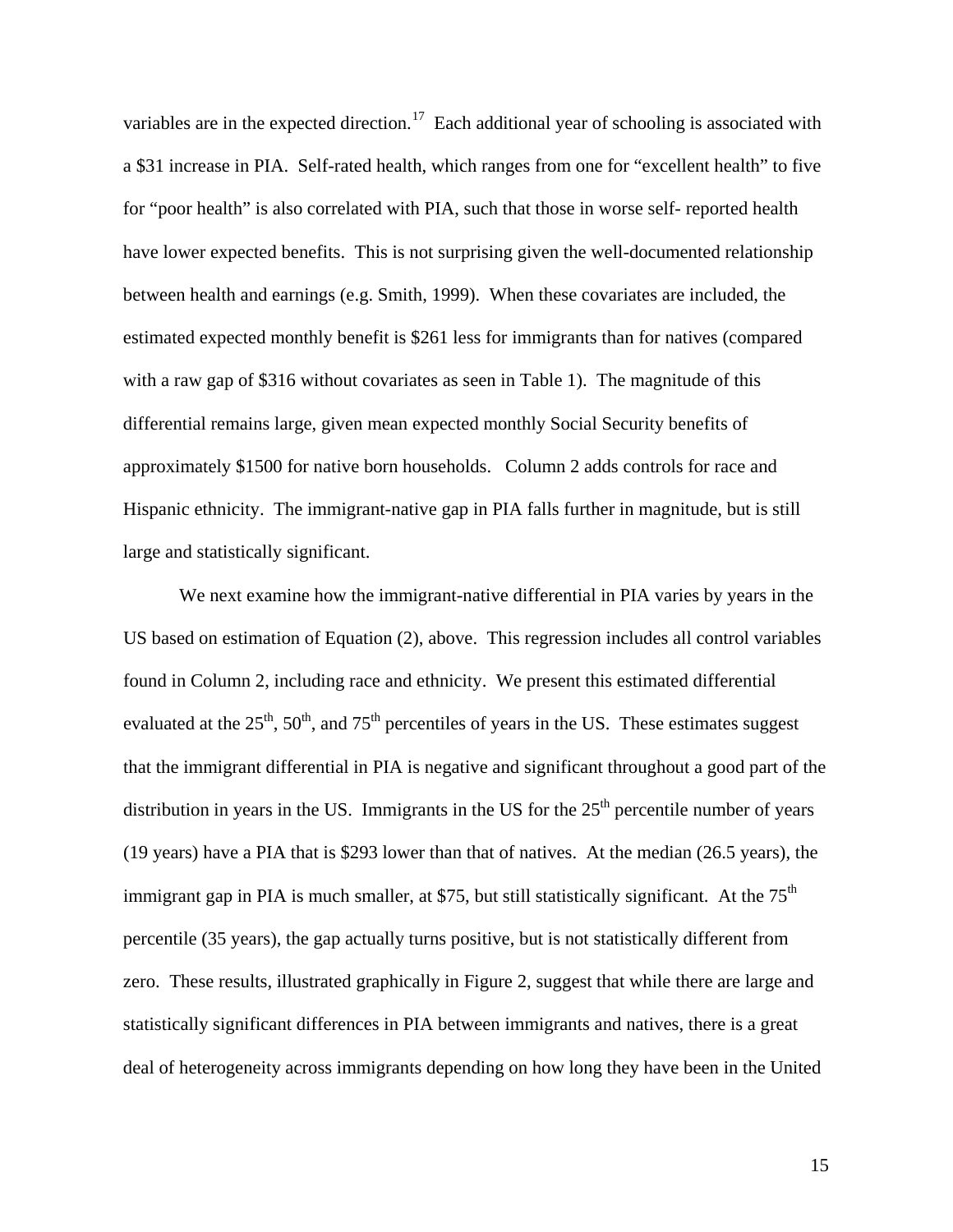variables are in the expected direction.[17] Each additional year of schooling is associated with a $31 increase in PIA. Self-rated health, which ranges from one for "excellent health" to five for "poor health" is also correlated with PIA, such that those in worse self- reported health have lower expected benefits. This is not surprising given the well-documented relationship between health and earnings (e.g. Smith, 1999). When these covariates are included, the estimated expected monthly benefit is $261 less for immigrants than for natives (compared with a raw gap of $316 without covariates as seen in Table 1). The magnitude of this differential remains large, given mean expected monthly Social Security benefits of approximately $1500 for native born households. Column 2 adds controls for race and Hispanic ethnicity. The immigrant-native gap in PIA falls further in magnitude, but is still large and statistically significant.

We next examine how the immigrant-native differential in PIA varies by years in the US based on estimation of Equation (2), above. This regression includes all control variables found in Column 2, including race and ethnicity. We present this estimated differential evaluated at the 25th, 50th, and 75th percentiles of years in the US. These estimates suggest that the immigrant differential in PIA is negative and significant throughout a good part of the distribution in years in the US. Immigrants in the US for the 25th percentile number of years (19 years) have a PIA that is $293 lower than that of natives. At the median (26.5 years), the immigrant gap in PIA is much smaller, at $75, but still statistically significant. At the 75th percentile (35 years), the gap actually turns positive, but is not statistically different from zero. These results, illustrated graphically in Figure 2, suggest that while there are large and statistically significant differences in PIA between immigrants and natives, there is a great deal of heterogeneity across immigrants depending on how long they have been in the United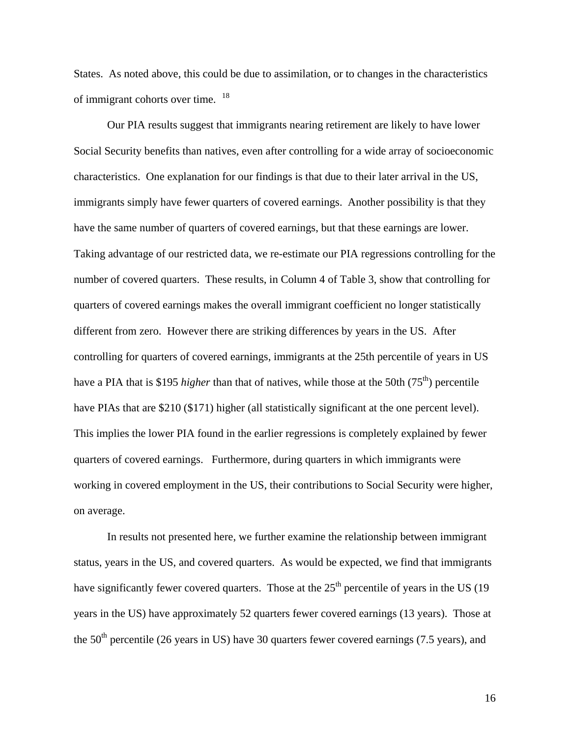States. As noted above, this could be due to assimilation, or to changes in the characteristics of immigrant cohorts over time. [18]

Our PIA results suggest that immigrants nearing retirement are likely to have lower Social Security benefits than natives, even after controlling for a wide array of socioeconomic characteristics. One explanation for our findings is that due to their later arrival in the US, immigrants simply have fewer quarters of covered earnings. Another possibility is that they have the same number of quarters of covered earnings, but that these earnings are lower. Taking advantage of our restricted data, we re-estimate our PIA regressions controlling for the number of covered quarters. These results, in Column 4 of Table 3, show that controlling for quarters of covered earnings makes the overall immigrant coefficient no longer statistically different from zero. However there are striking differences by years in the US. After controlling for quarters of covered earnings, immigrants at the 25th percentile of years in US have a PIA that is $195 *higher* than that of natives, while those at the 50th (75th) percentile have PIAs that are $210 ($171) higher (all statistically significant at the one percent level). This implies the lower PIA found in the earlier regressions is completely explained by fewer quarters of covered earnings. Furthermore, during quarters in which immigrants were working in covered employment in the US, their contributions to Social Security were higher, on average.

In results not presented here, we further examine the relationship between immigrant status, years in the US, and covered quarters. As would be expected, we find that immigrants have significantly fewer covered quarters. Those at the 25th percentile of years in the US (19 years in the US) have approximately 52 quarters fewer covered earnings (13 years). Those at the 50th percentile (26 years in US) have 30 quarters fewer covered earnings (7.5 years), and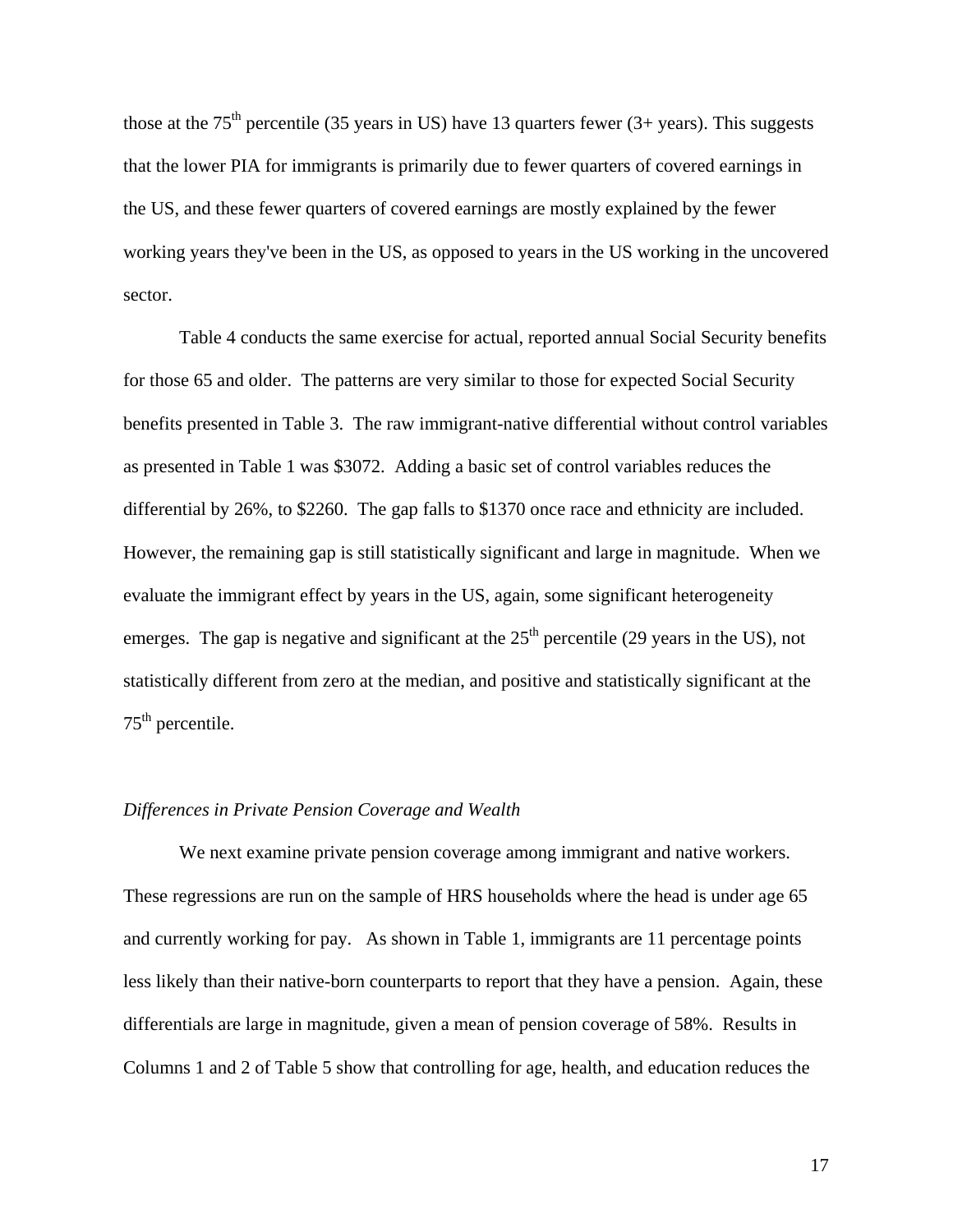those at the 75th percentile (35 years in US) have 13 quarters fewer (3+ years). This suggests that the lower PIA for immigrants is primarily due to fewer quarters of covered earnings in the US, and these fewer quarters of covered earnings are mostly explained by the fewer working years they've been in the US, as opposed to years in the US working in the uncovered sector.

Table 4 conducts the same exercise for actual, reported annual Social Security benefits for those 65 and older. The patterns are very similar to those for expected Social Security benefits presented in Table 3. The raw immigrant-native differential without control variables as presented in Table 1 was $3072. Adding a basic set of control variables reduces the differential by 26%, to $2260. The gap falls to $1370 once race and ethnicity are included. However, the remaining gap is still statistically significant and large in magnitude. When we evaluate the immigrant effect by years in the US, again, some significant heterogeneity emerges. The gap is negative and significant at the 25th percentile (29 years in the US), not statistically different from zero at the median, and positive and statistically significant at the 75th percentile.

### *Differences in Private Pension Coverage and Wealth*

We next examine private pension coverage among immigrant and native workers. These regressions are run on the sample of HRS households where the head is under age 65 and currently working for pay. As shown in Table 1, immigrants are 11 percentage points less likely than their native-born counterparts to report that they have a pension. Again, these differentials are large in magnitude, given a mean of pension coverage of 58%. Results in Columns 1 and 2 of Table 5 show that controlling for age, health, and education reduces the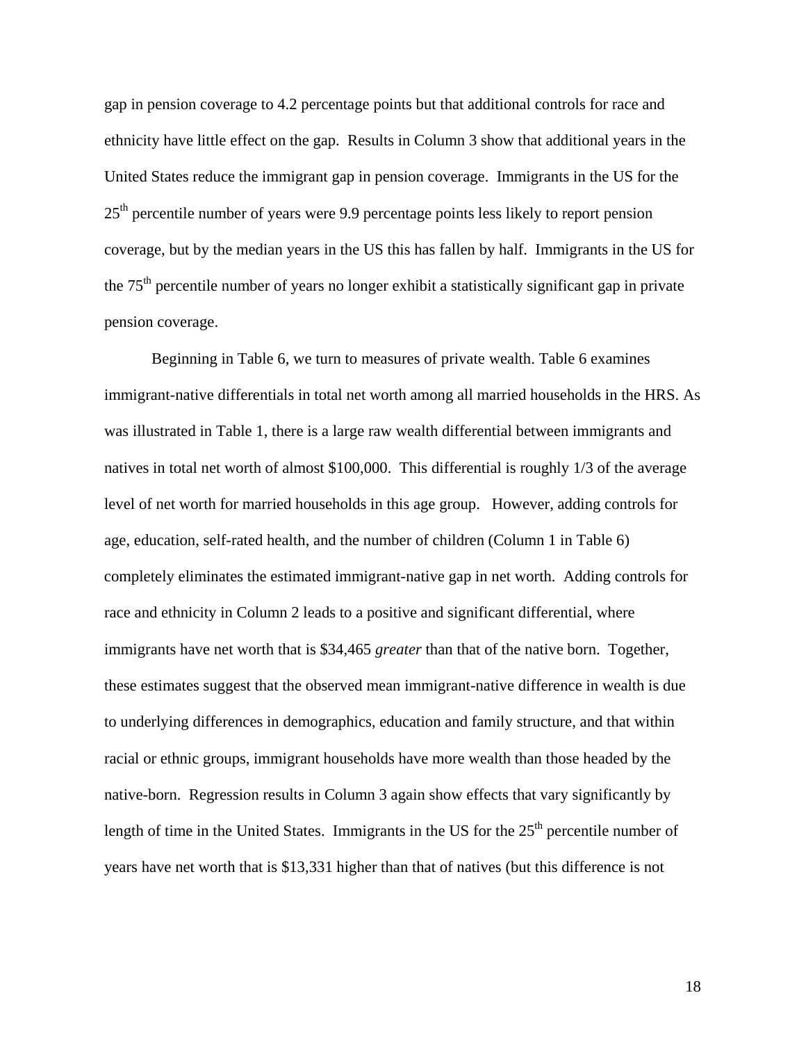gap in pension coverage to 4.2 percentage points but that additional controls for race and ethnicity have little effect on the gap. Results in Column 3 show that additional years in the United States reduce the immigrant gap in pension coverage. Immigrants in the US for the 25th percentile number of years were 9.9 percentage points less likely to report pension coverage, but by the median years in the US this has fallen by half. Immigrants in the US for the 75th percentile number of years no longer exhibit a statistically significant gap in private pension coverage.

Beginning in Table 6, we turn to measures of private wealth. Table 6 examines immigrant-native differentials in total net worth among all married households in the HRS. As was illustrated in Table 1, there is a large raw wealth differential between immigrants and natives in total net worth of almost $100,000. This differential is roughly 1/3 of the average level of net worth for married households in this age group. However, adding controls for age, education, self-rated health, and the number of children (Column 1 in Table 6) completely eliminates the estimated immigrant-native gap in net worth. Adding controls for race and ethnicity in Column 2 leads to a positive and significant differential, where immigrants have net worth that is $34,465 *greater* than that of the native born. Together, these estimates suggest that the observed mean immigrant-native difference in wealth is due to underlying differences in demographics, education and family structure, and that within racial or ethnic groups, immigrant households have more wealth than those headed by the native-born. Regression results in Column 3 again show effects that vary significantly by length of time in the United States. Immigrants in the US for the 25th percentile number of years have net worth that is $13,331 higher than that of natives (but this difference is not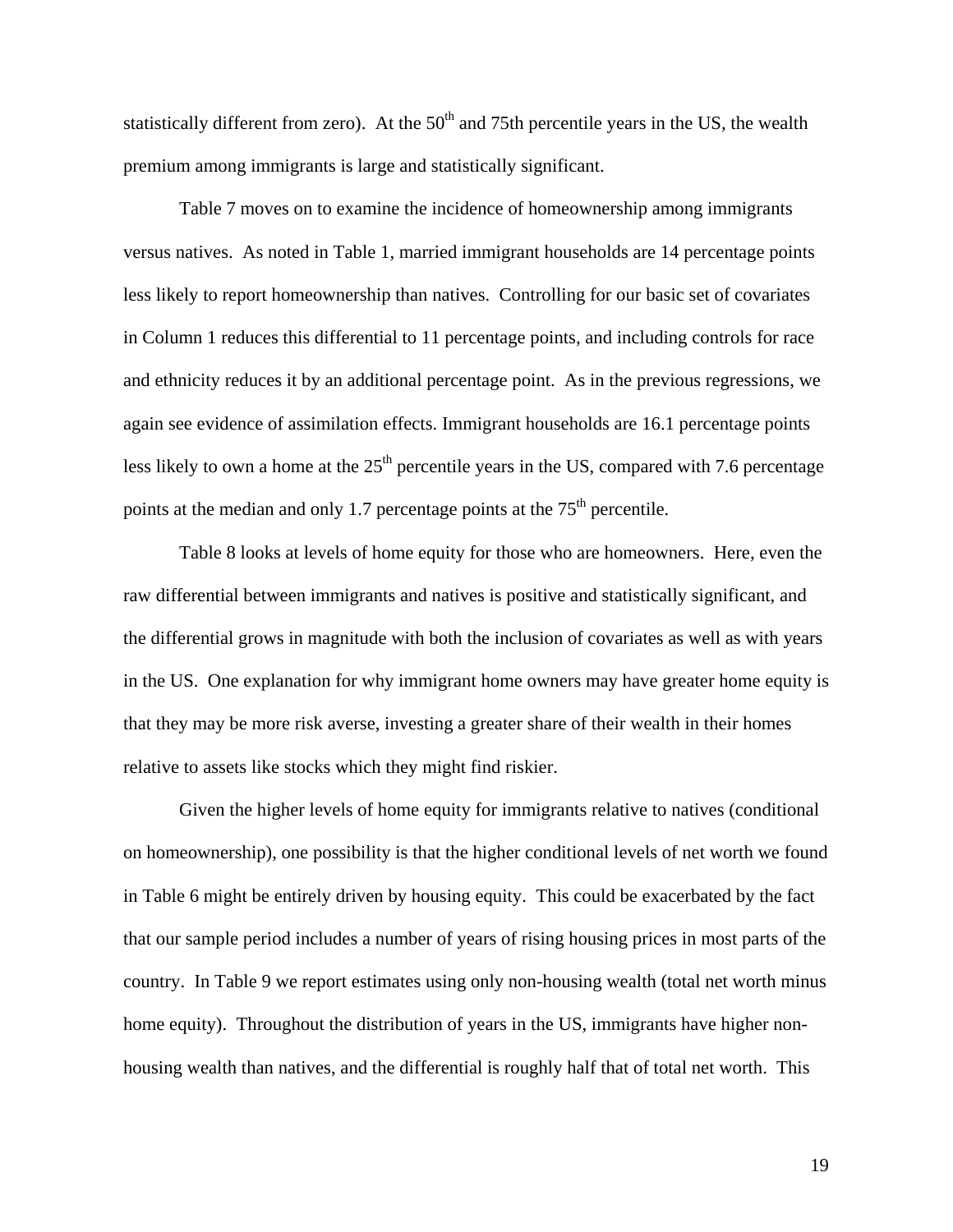statistically different from zero). At the $50^{th}$ and 75th percentile years in the US, the wealth premium among immigrants is large and statistically significant.

Table 7 moves on to examine the incidence of homeownership among immigrants versus natives. As noted in Table 1, married immigrant households are 14 percentage points less likely to report homeownership than natives. Controlling for our basic set of covariates in Column 1 reduces this differential to 11 percentage points, and including controls for race and ethnicity reduces it by an additional percentage point. As in the previous regressions, we again see evidence of assimilation effects. Immigrant households are 16.1 percentage points less likely to own a home at the $25^{th}$ percentile years in the US, compared with 7.6 percentage points at the median and only 1.7 percentage points at the $75^{th}$ percentile.

Table 8 looks at levels of home equity for those who are homeowners. Here, even the raw differential between immigrants and natives is positive and statistically significant, and the differential grows in magnitude with both the inclusion of covariates as well as with years in the US. One explanation for why immigrant home owners may have greater home equity is that they may be more risk averse, investing a greater share of their wealth in their homes relative to assets like stocks which they might find riskier.

Given the higher levels of home equity for immigrants relative to natives (conditional on homeownership), one possibility is that the higher conditional levels of net worth we found in Table 6 might be entirely driven by housing equity. This could be exacerbated by the fact that our sample period includes a number of years of rising housing prices in most parts of the country. In Table 9 we report estimates using only non-housing wealth (total net worth minus home equity). Throughout the distribution of years in the US, immigrants have higher non-housing wealth than natives, and the differential is roughly half that of total net worth. This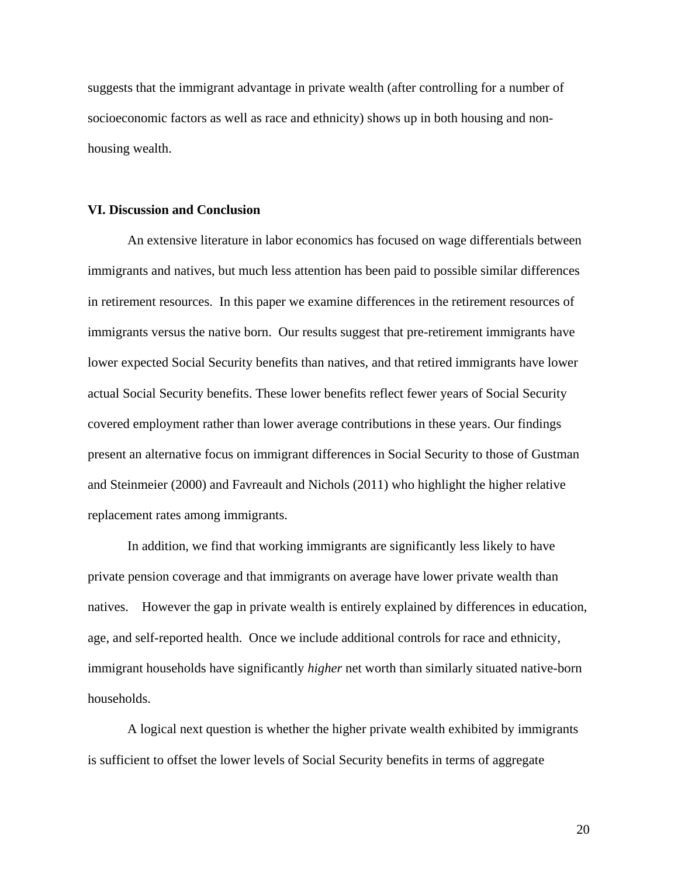suggests that the immigrant advantage in private wealth (after controlling for a number of socioeconomic factors as well as race and ethnicity) shows up in both housing and non-housing wealth.

## VI. Discussion and Conclusion

An extensive literature in labor economics has focused on wage differentials between immigrants and natives, but much less attention has been paid to possible similar differences in retirement resources. In this paper we examine differences in the retirement resources of immigrants versus the native born. Our results suggest that pre-retirement immigrants have lower expected Social Security benefits than natives, and that retired immigrants have lower actual Social Security benefits. These lower benefits reflect fewer years of Social Security covered employment rather than lower average contributions in these years. Our findings present an alternative focus on immigrant differences in Social Security to those of Gustman and Steinmeier (2000) and Favreault and Nichols (2011) who highlight the higher relative replacement rates among immigrants.

In addition, we find that working immigrants are significantly less likely to have private pension coverage and that immigrants on average have lower private wealth than natives. However the gap in private wealth is entirely explained by differences in education, age, and self-reported health. Once we include additional controls for race and ethnicity, immigrant households have significantly *higher* net worth than similarly situated native-born households.

A logical next question is whether the higher private wealth exhibited by immigrants is sufficient to offset the lower levels of Social Security benefits in terms of aggregate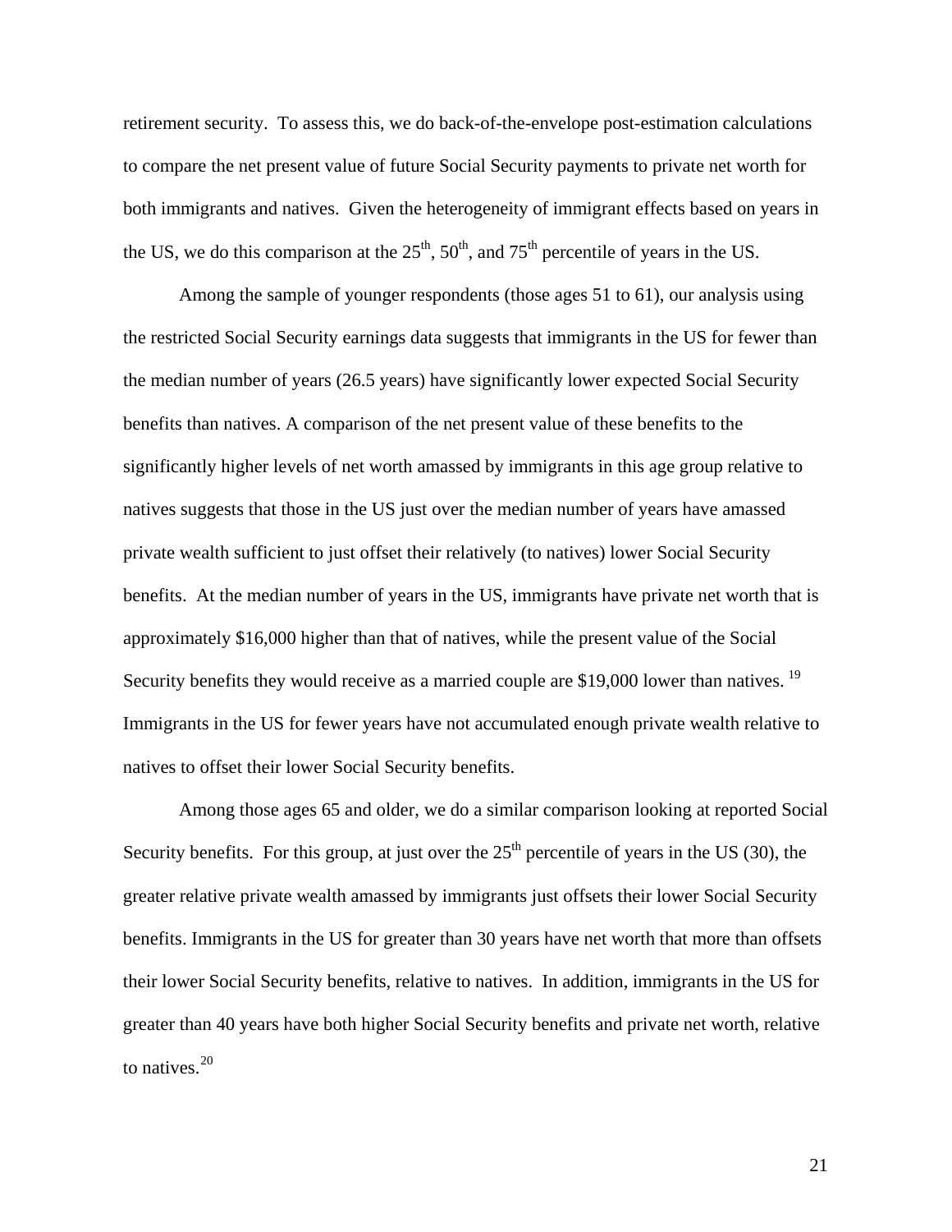retirement security. To assess this, we do back-of-the-envelope post-estimation calculations to compare the net present value of future Social Security payments to private net worth for both immigrants and natives. Given the heterogeneity of immigrant effects based on years in the US, we do this comparison at the 25th, 50th, and 75th percentile of years in the US.

Among the sample of younger respondents (those ages 51 to 61), our analysis using the restricted Social Security earnings data suggests that immigrants in the US for fewer than the median number of years (26.5 years) have significantly lower expected Social Security benefits than natives. A comparison of the net present value of these benefits to the significantly higher levels of net worth amassed by immigrants in this age group relative to natives suggests that those in the US just over the median number of years have amassed private wealth sufficient to just offset their relatively (to natives) lower Social Security benefits. At the median number of years in the US, immigrants have private net worth that is approximately $16,000 higher than that of natives, while the present value of the Social Security benefits they would receive as a married couple are $19,000 lower than natives. [19] Immigrants in the US for fewer years have not accumulated enough private wealth relative to natives to offset their lower Social Security benefits.

Among those ages 65 and older, we do a similar comparison looking at reported Social Security benefits. For this group, at just over the 25th percentile of years in the US (30), the greater relative private wealth amassed by immigrants just offsets their lower Social Security benefits. Immigrants in the US for greater than 30 years have net worth that more than offsets their lower Social Security benefits, relative to natives. In addition, immigrants in the US for greater than 40 years have both higher Social Security benefits and private net worth, relative to natives. [20]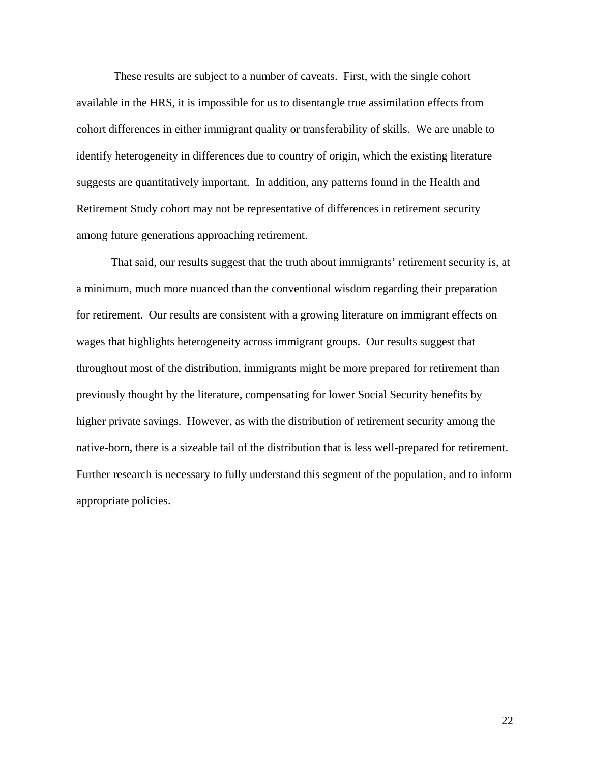These results are subject to a number of caveats. First, with the single cohort available in the HRS, it is impossible for us to disentangle true assimilation effects from cohort differences in either immigrant quality or transferability of skills. We are unable to identify heterogeneity in differences due to country of origin, which the existing literature suggests are quantitatively important. In addition, any patterns found in the Health and Retirement Study cohort may not be representative of differences in retirement security among future generations approaching retirement.

That said, our results suggest that the truth about immigrants' retirement security is, at a minimum, much more nuanced than the conventional wisdom regarding their preparation for retirement. Our results are consistent with a growing literature on immigrant effects on wages that highlights heterogeneity across immigrant groups. Our results suggest that throughout most of the distribution, immigrants might be more prepared for retirement than previously thought by the literature, compensating for lower Social Security benefits by higher private savings. However, as with the distribution of retirement security among the native-born, there is a sizeable tail of the distribution that is less well-prepared for retirement. Further research is necessary to fully understand this segment of the population, and to inform appropriate policies.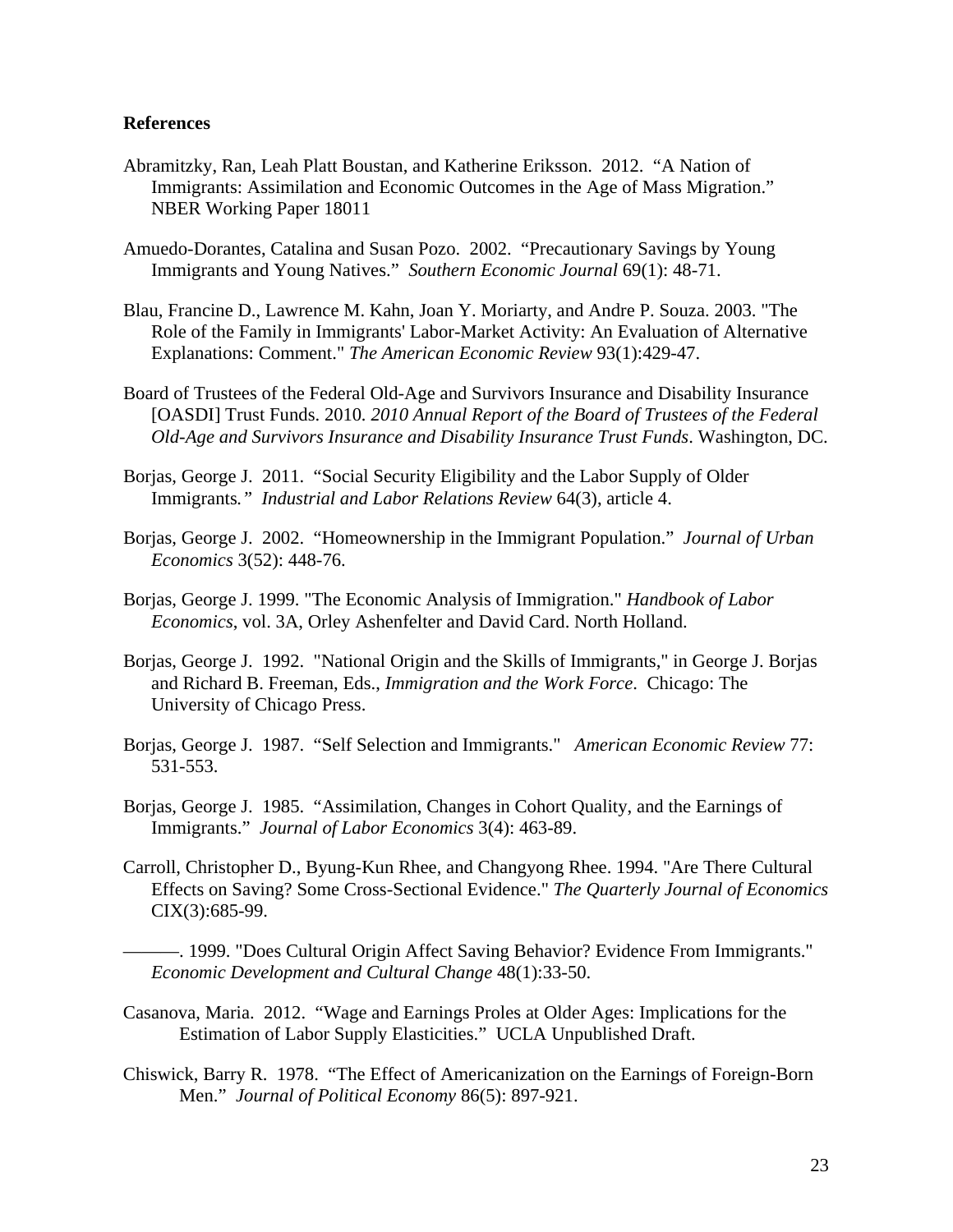**References**

Abramitzky, Ran, Leah Platt Boustan, and Katherine Eriksson. 2012. "A Nation of Immigrants: Assimilation and Economic Outcomes in the Age of Mass Migration." NBER Working Paper 18011

Amuedo-Dorantes, Catalina and Susan Pozo. 2002. "Precautionary Savings by Young Immigrants and Young Natives." *Southern Economic Journal* 69(1): 48-71.

Blau, Francine D., Lawrence M. Kahn, Joan Y. Moriarty, and Andre P. Souza. 2003. "The Role of the Family in Immigrants' Labor-Market Activity: An Evaluation of Alternative Explanations: Comment." *The American Economic Review* 93(1):429-47.

Board of Trustees of the Federal Old-Age and Survivors Insurance and Disability Insurance [OASDI] Trust Funds. 2010. *2010 Annual Report of the Board of Trustees of the Federal Old-Age and Survivors Insurance and Disability Insurance Trust Funds*. Washington, DC.

Borjas, George J. 2011. "Social Security Eligibility and the Labor Supply of Older Immigrants*." Industrial and Labor Relations Review* 64(3), article 4.

Borjas, George J. 2002. "Homeownership in the Immigrant Population." *Journal of Urban Economics* 3(52): 448-76.

Borjas, George J. 1999. "The Economic Analysis of Immigration." *Handbook of Labor Economics*, vol. 3A, Orley Ashenfelter and David Card. North Holland.

Borjas, George J. 1992. "National Origin and the Skills of Immigrants," in George J. Borjas and Richard B. Freeman, Eds., *Immigration and the Work Force*. Chicago: The University of Chicago Press.

Borjas, George J. 1987. "Self Selection and Immigrants." *American Economic Review* 77: 531-553.

Borjas, George J. 1985. "Assimilation, Changes in Cohort Quality, and the Earnings of Immigrants." *Journal of Labor Economics* 3(4): 463-89.

Carroll, Christopher D., Byung-Kun Rhee, and Changyong Rhee. 1994. "Are There Cultural Effects on Saving? Some Cross-Sectional Evidence." *The Quarterly Journal of Economics* CIX(3):685-99.

———. 1999. "Does Cultural Origin Affect Saving Behavior? Evidence From Immigrants." *Economic Development and Cultural Change* 48(1):33-50.

Casanova, Maria. 2012. "Wage and Earnings Proles at Older Ages: Implications for the Estimation of Labor Supply Elasticities." UCLA Unpublished Draft.

Chiswick, Barry R. 1978. "The Effect of Americanization on the Earnings of Foreign-Born Men." *Journal of Political Economy* 86(5): 897-921.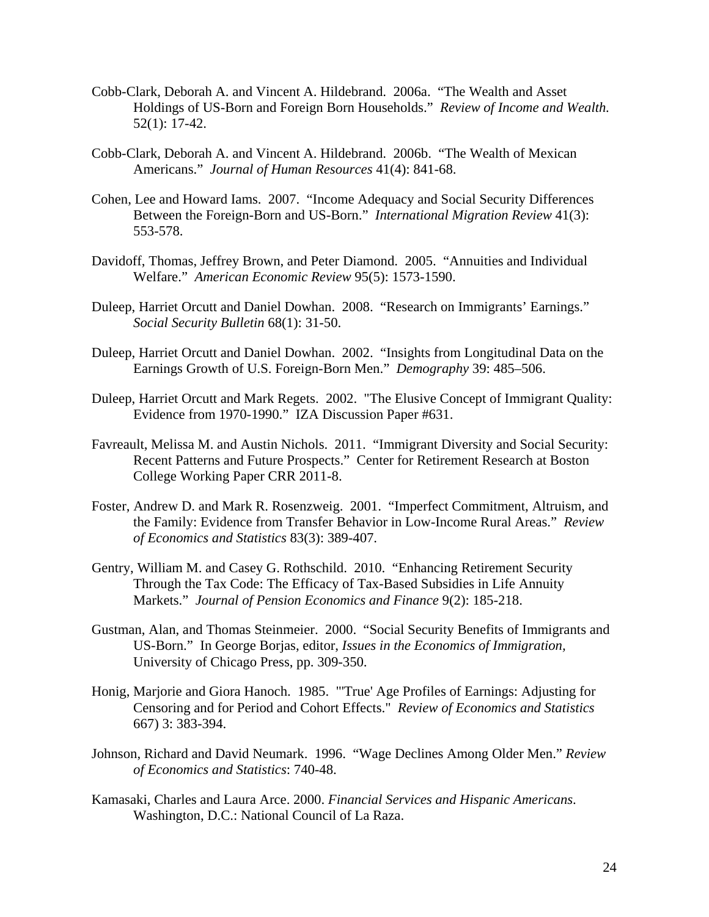Cobb-Clark, Deborah A. and Vincent A. Hildebrand. 2006a. "The Wealth and Asset Holdings of US-Born and Foreign Born Households." *Review of Income and Wealth.* 52(1): 17-42.

Cobb-Clark, Deborah A. and Vincent A. Hildebrand. 2006b. "The Wealth of Mexican Americans." *Journal of Human Resources* 41(4): 841-68.

Cohen, Lee and Howard Iams. 2007. "Income Adequacy and Social Security Differences Between the Foreign-Born and US-Born." *International Migration Review* 41(3): 553-578.

Davidoff, Thomas, Jeffrey Brown, and Peter Diamond. 2005. "Annuities and Individual Welfare." *American Economic Review* 95(5): 1573-1590.

Duleep, Harriet Orcutt and Daniel Dowhan. 2008. "Research on Immigrants' Earnings." *Social Security Bulletin* 68(1): 31-50.

Duleep, Harriet Orcutt and Daniel Dowhan. 2002. "Insights from Longitudinal Data on the Earnings Growth of U.S. Foreign-Born Men." *Demography* 39: 485–506.

Duleep, Harriet Orcutt and Mark Regets. 2002. "The Elusive Concept of Immigrant Quality: Evidence from 1970-1990." IZA Discussion Paper #631.

Favreault, Melissa M. and Austin Nichols. 2011. "Immigrant Diversity and Social Security: Recent Patterns and Future Prospects." Center for Retirement Research at Boston College Working Paper CRR 2011-8.

Foster, Andrew D. and Mark R. Rosenzweig. 2001. "Imperfect Commitment, Altruism, and the Family: Evidence from Transfer Behavior in Low-Income Rural Areas." *Review of Economics and Statistics* 83(3): 389-407.

Gentry, William M. and Casey G. Rothschild. 2010. "Enhancing Retirement Security Through the Tax Code: The Efficacy of Tax-Based Subsidies in Life Annuity Markets." *Journal of Pension Economics and Finance* 9(2): 185-218.

Gustman, Alan, and Thomas Steinmeier. 2000. "Social Security Benefits of Immigrants and US-Born." In George Borjas, editor, *Issues in the Economics of Immigration*, University of Chicago Press, pp. 309-350.

Honig, Marjorie and Giora Hanoch. 1985. "'True' Age Profiles of Earnings: Adjusting for Censoring and for Period and Cohort Effects." *Review of Economics and Statistics* 667) 3: 383-394.

Johnson, Richard and David Neumark. 1996. "Wage Declines Among Older Men." *Review of Economics and Statistics*: 740-48.

Kamasaki, Charles and Laura Arce. 2000. *Financial Services and Hispanic Americans*. Washington, D.C.: National Council of La Raza.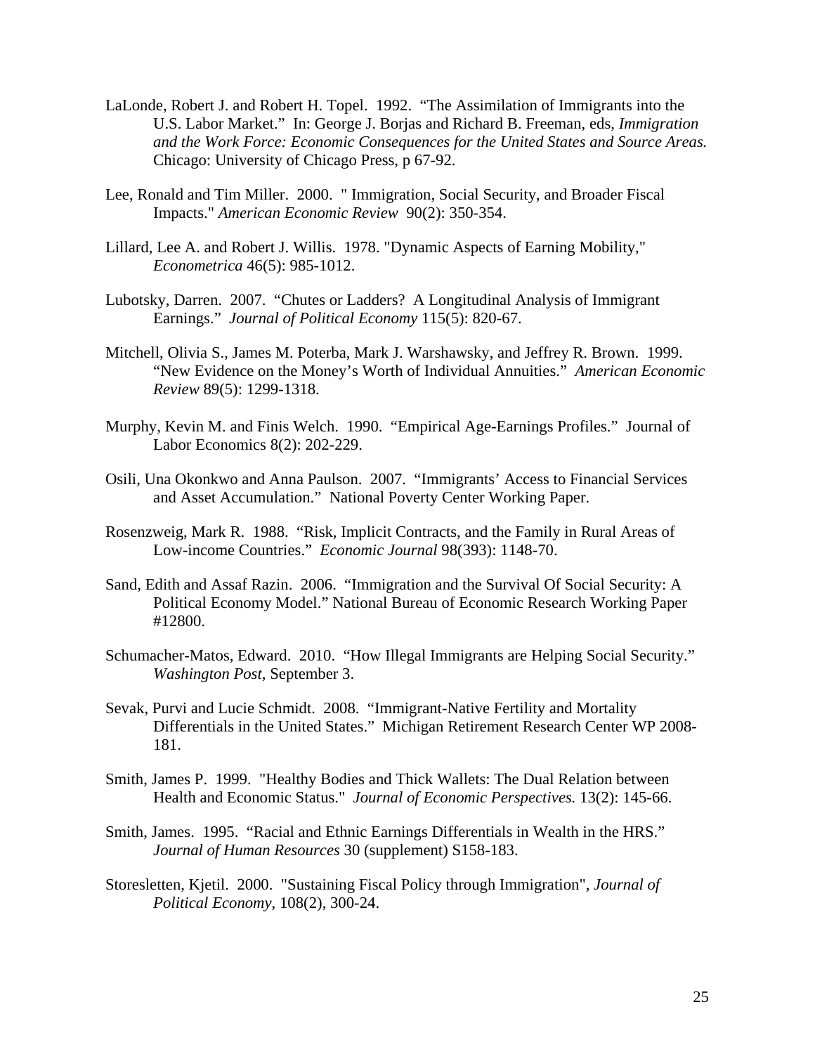LaLonde, Robert J. and Robert H. Topel. 1992. "The Assimilation of Immigrants into the U.S. Labor Market." In: George J. Borjas and Richard B. Freeman, eds, *Immigration and the Work Force: Economic Consequences for the United States and Source Areas.* Chicago: University of Chicago Press, p 67-92.

Lee, Ronald and Tim Miller. 2000. " Immigration, Social Security, and Broader Fiscal Impacts." *American Economic Review* 90(2): 350-354.

Lillard, Lee A. and Robert J. Willis. 1978. "Dynamic Aspects of Earning Mobility," *Econometrica* 46(5): 985-1012.

Lubotsky, Darren. 2007. "Chutes or Ladders? A Longitudinal Analysis of Immigrant Earnings." *Journal of Political Economy* 115(5): 820-67.

Mitchell, Olivia S., James M. Poterba, Mark J. Warshawsky, and Jeffrey R. Brown. 1999. "New Evidence on the Money's Worth of Individual Annuities." *American Economic Review* 89(5): 1299-1318.

Murphy, Kevin M. and Finis Welch. 1990. "Empirical Age-Earnings Profiles." Journal of Labor Economics 8(2): 202-229.

Osili, Una Okonkwo and Anna Paulson. 2007. "Immigrants' Access to Financial Services and Asset Accumulation." National Poverty Center Working Paper.

Rosenzweig, Mark R. 1988. "Risk, Implicit Contracts, and the Family in Rural Areas of Low-income Countries." *Economic Journal* 98(393): 1148-70.

Sand, Edith and Assaf Razin. 2006. "Immigration and the Survival Of Social Security: A Political Economy Model." National Bureau of Economic Research Working Paper #12800.

Schumacher-Matos, Edward. 2010. "How Illegal Immigrants are Helping Social Security." *Washington Post*, September 3.

Sevak, Purvi and Lucie Schmidt. 2008. "Immigrant-Native Fertility and Mortality Differentials in the United States." Michigan Retirement Research Center WP 2008-181.

Smith, James P. 1999. "Healthy Bodies and Thick Wallets: The Dual Relation between Health and Economic Status." *Journal of Economic Perspectives.* 13(2): 145-66.

Smith, James. 1995. "Racial and Ethnic Earnings Differentials in Wealth in the HRS." *Journal of Human Resources* 30 (supplement) S158-183.

Storesletten, Kjetil. 2000. "Sustaining Fiscal Policy through Immigration", *Journal of Political Economy*, 108(2), 300-24.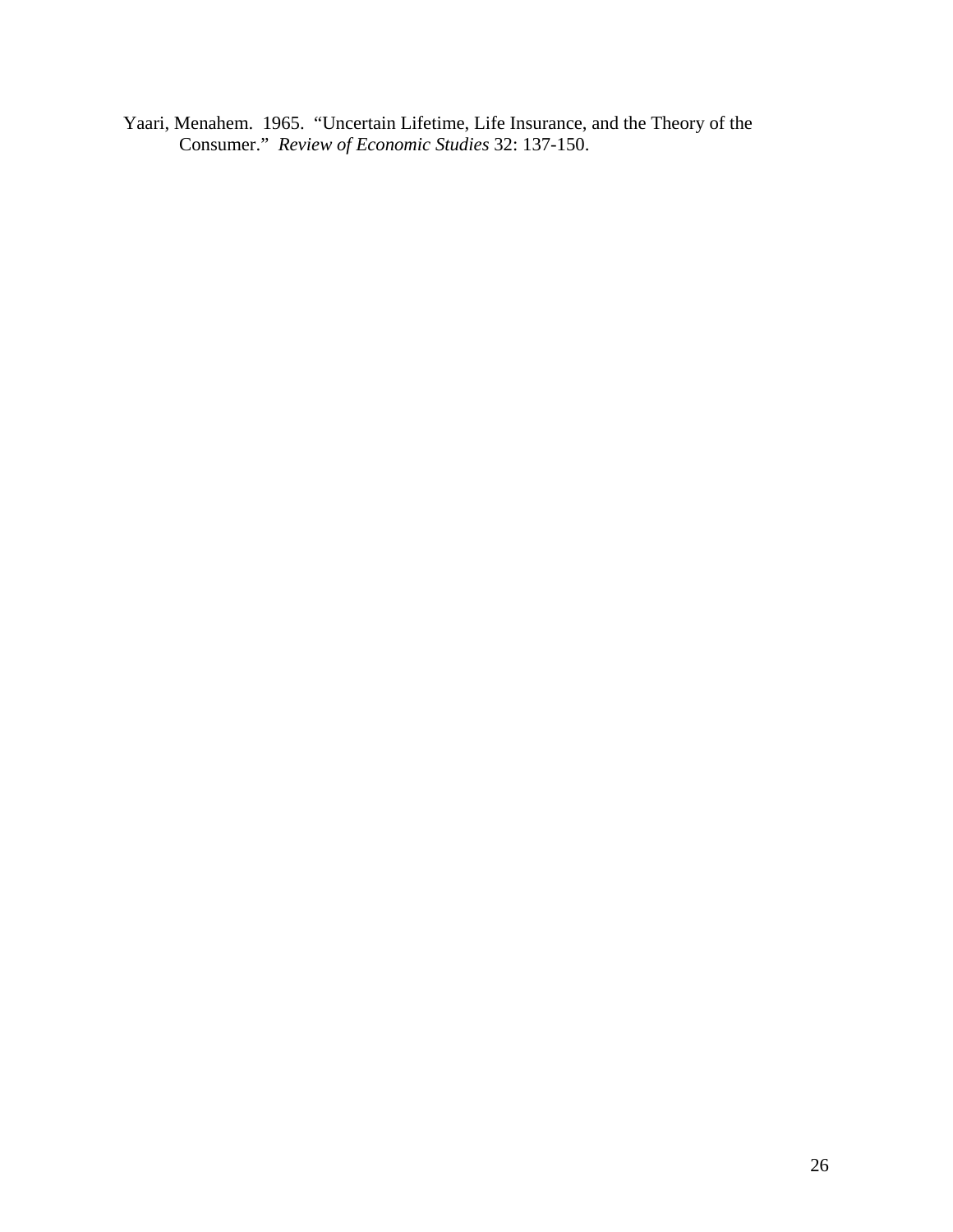Yaari, Menahem. 1965. "Uncertain Lifetime, Life Insurance, and the Theory of the Consumer." *Review of Economic Studies* 32: 137-150.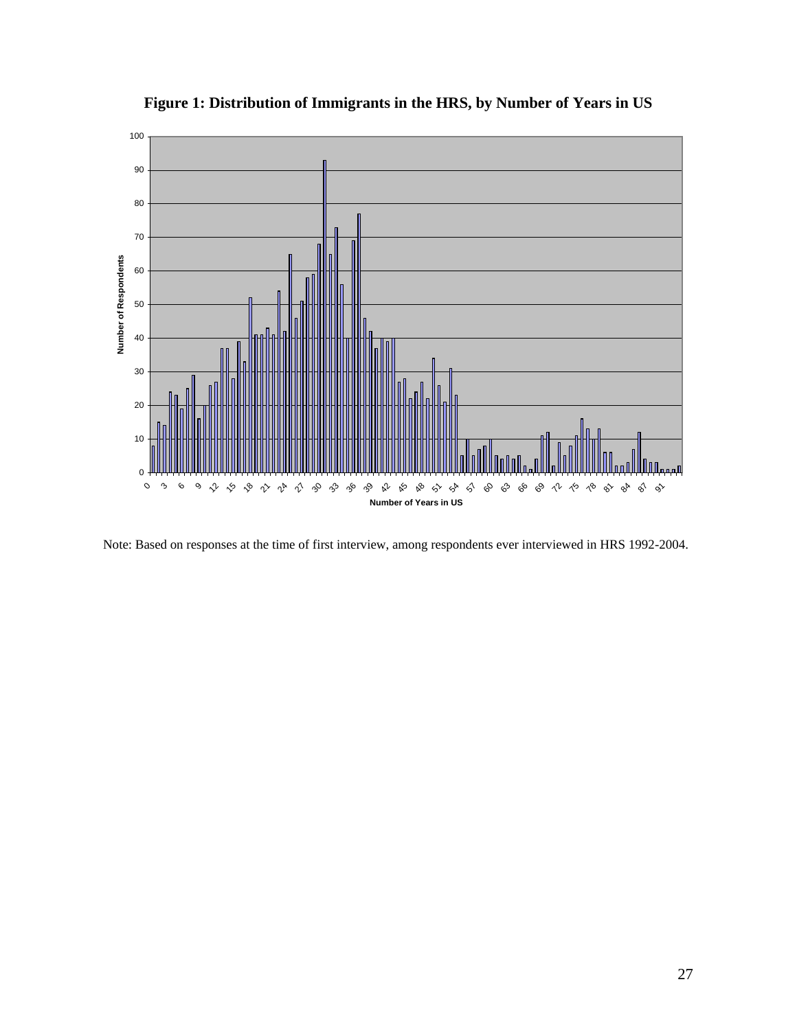**Figure 1: Distribution of Immigrants in the HRS, by Number of Years in US**

Note: Based on responses at the time of first interview, among respondents ever interviewed in HRS 1992-2004.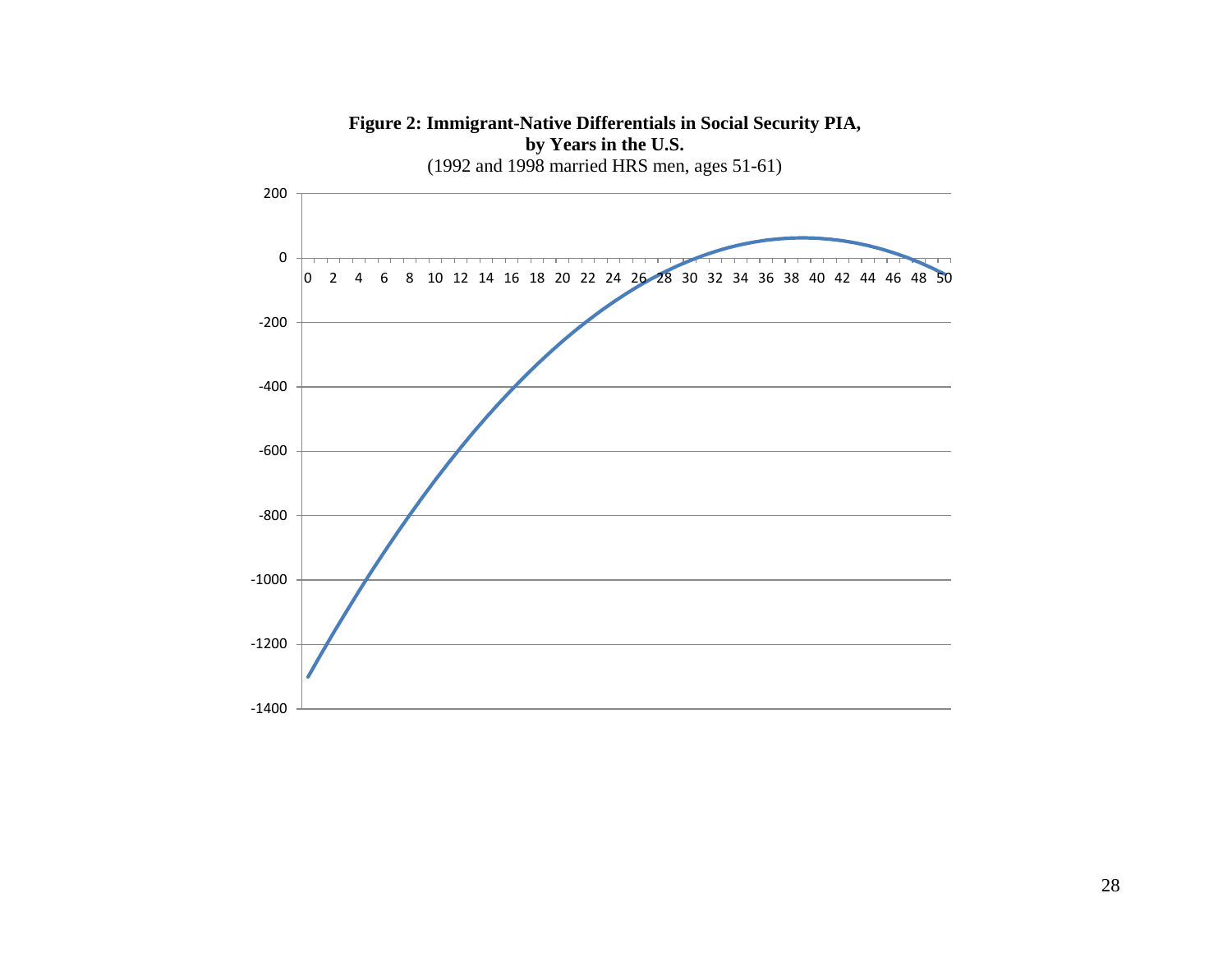**Figure 2: Immigrant-Native Differentials in Social Security PIA, by Years in the U.S.**

(1992 and 1998 married HRS men, ages 51-61)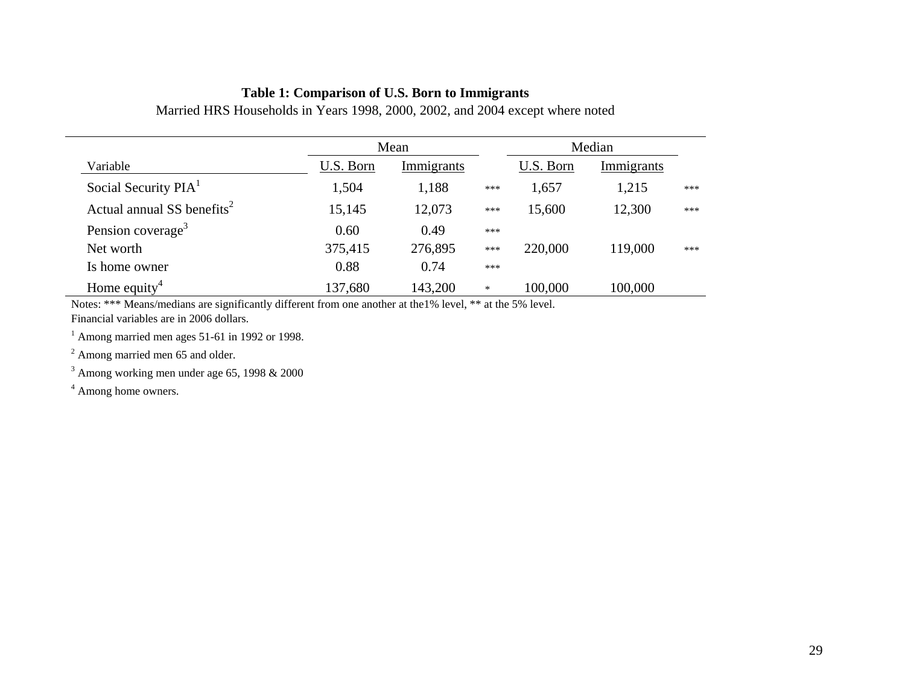**Table 1: Comparison of U.S. Born to Immigrants**

Married HRS Households in Years 1998, 2000, 2002, and 2004 except where noted

| | Mean | | | Median | | |
|---|---|---|---|---|---|---|
| Variable | U.S. Born | Immigrants | | U.S. Born | Immigrants | |
| Social Security PIA[1] | 1,504 | 1,188 | *** | 1,657 | 1,215 | *** |
| Actual annual SS benefits[2] | 15,145 | 12,073 | *** | 15,600 | 12,300 | *** |
| Pension coverage[3] | 0.60 | 0.49 | *** | | | |
| Net worth | 375,415 | 276,895 | *** | 220,000 | 119,000 | *** |
| Is home owner | 0.88 | 0.74 | *** | | | |
| Home equity[4] | 137,680 | 143,200 | * | 100,000 | 100,000 | |

Notes: *** Means/medians are significantly different from one another at the1% level, ** at the 5% level.
Financial variables are in 2006 dollars.

[1] Among married men ages 51-61 in 1992 or 1998.

[2] Among married men 65 and older.

[3] Among working men under age 65, 1998 & 2000

[4] Among home owners.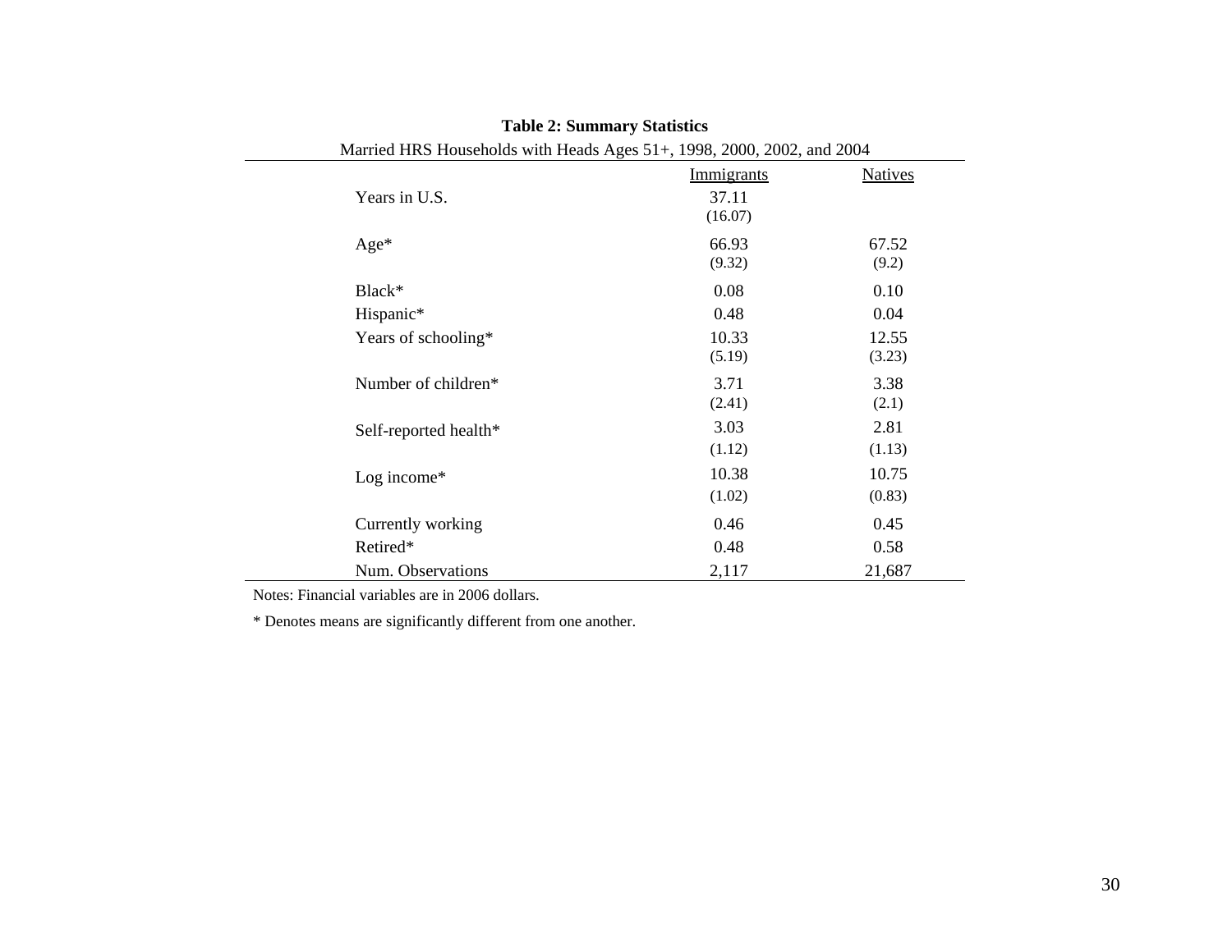**Table 2: Summary Statistics**

Married HRS Households with Heads Ages 51+, 1998, 2000, 2002, and 2004

| | Immigrants | Natives |
|---|---|---|
| Years in U.S. | 37.11 | |
| | (16.07) | |
| Age* | 66.93 | 67.52 |
| | (9.32) | (9.2) |
| Black* | 0.08 | 0.10 |
| Hispanic* | 0.48 | 0.04 |
| Years of schooling* | 10.33 | 12.55 |
| | (5.19) | (3.23) |
| Number of children* | 3.71 | 3.38 |
| | (2.41) | (2.1) |
| Self-reported health* | 3.03 | 2.81 |
| | (1.12) | (1.13) |
| Log income* | 10.38 | 10.75 |
| | (1.02) | (0.83) |
| Currently working | 0.46 | 0.45 |
| Retired* | 0.48 | 0.58 |
| Num. Observations | 2,117 | 21,687 |

Notes: Financial variables are in 2006 dollars.

* Denotes means are significantly different from one another.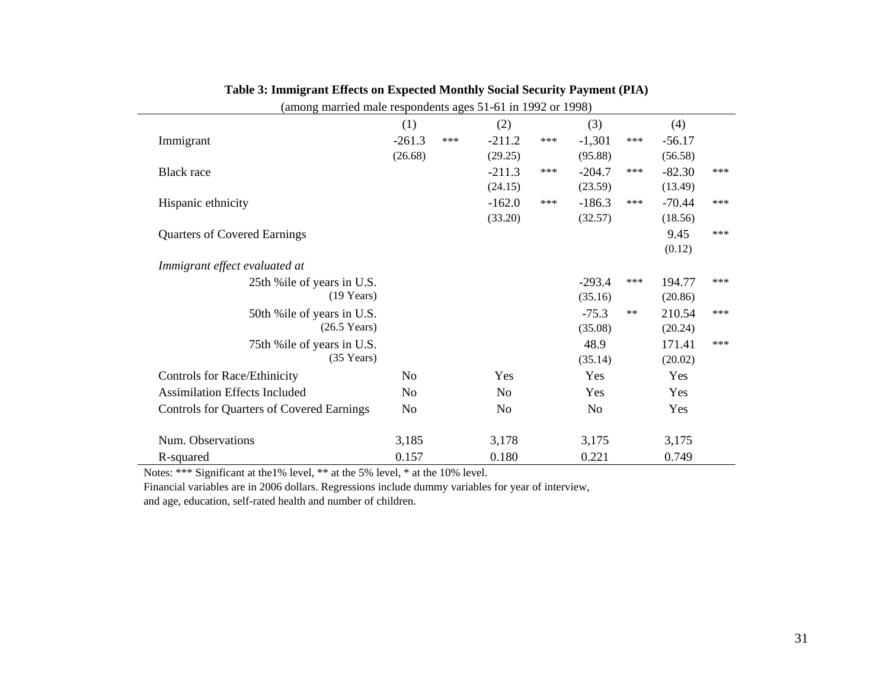**Table 3: Immigrant Effects on Expected Monthly Social Security Payment (PIA)**

(among married male respondents ages 51-61 in 1992 or 1998)

| | (1) | | (2) | | (3) | | (4) | |
|---|---|---|---|---|---|---|---|---|
| Immigrant | -261.3 | *** | -211.2 | *** | -1,301 | *** | -56.17 | |
| | (26.68) | | (29.25) | | (95.88) | | (56.58) | |
| Black race | | | -211.3 | *** | -204.7 | *** | -82.30 | *** |
| | | | (24.15) | | (23.59) | | (13.49) | |
| Hispanic ethnicity | | | -162.0 | *** | -186.3 | *** | -70.44 | *** |
| | | | (33.20) | | (32.57) | | (18.56) | |
| Quarters of Covered Earnings | | | | | | | 9.45 | *** |
| | | | | | | | (0.12) | |
| *Immigrant effect evaluated at* | | | | | | | | |
| 25th %ile of years in U.S. | | | | | -293.4 | *** | 194.77 | *** |
| (19 Years) | | | | | (35.16) | | (20.86) | |
| 50th %ile of years in U.S. | | | | | -75.3 | ** | 210.54 | *** |
| (26.5 Years) | | | | | (35.08) | | (20.24) | |
| 75th %ile of years in U.S. | | | | | 48.9 | | 171.41 | *** |
| (35 Years) | | | | | (35.14) | | (20.02) | |
| Controls for Race/Ethinicity | No | | Yes | | Yes | | Yes | |
| Assimilation Effects Included | No | | No | | Yes | | Yes | |
| Controls for Quarters of Covered Earnings | No | | No | | No | | Yes | |
| Num. Observations | 3,185 | | 3,178 | | 3,175 | | 3,175 | |
| R-squared | 0.157 | | 0.180 | | 0.221 | | 0.749 | |

Notes: *** Significant at the1% level, ** at the 5% level, * at the 10% level.
Financial variables are in 2006 dollars. Regressions include dummy variables for year of interview, and age, education, self-rated health and number of children.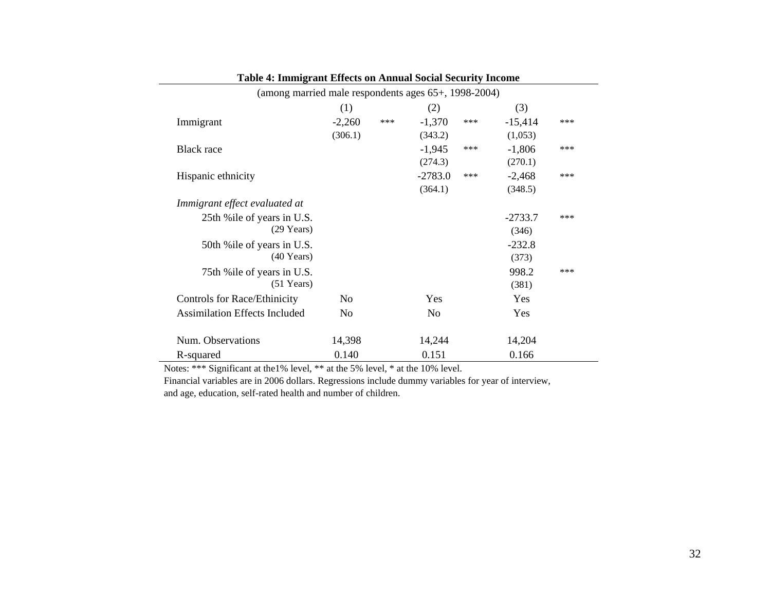**Table 4: Immigrant Effects on Annual Social Security Income**

(among married male respondents ages 65+, 1998-2004)

| | (1) | | (2) | | (3) | |
|---|---|---|---|---|---|---|
| Immigrant | -2,260 | *** | -1,370 | *** | -15,414 | *** |
| | (306.1) | | (343.2) | | (1,053) | |
| Black race | | | -1,945 | *** | -1,806 | *** |
| | | | (274.3) | | (270.1) | |
| Hispanic ethnicity | | | -2783.0 | *** | -2,468 | *** |
| | | | (364.1) | | (348.5) | |
| *Immigrant effect evaluated at* | | | | | | |
| 25th %ile of years in U.S. (29 Years) | | | | | -2733.7 | *** |
| | | | | | (346) | |
| 50th %ile of years in U.S. (40 Years) | | | | | -232.8 | |
| | | | | | (373) | |
| 75th %ile of years in U.S. (51 Years) | | | | | 998.2 | *** |
| | | | | | (381) | |
| Controls for Race/Ethinicity | No | | Yes | | Yes | |
| Assimilation Effects Included | No | | No | | Yes | |
| Num. Observations | 14,398 | | 14,244 | | 14,204 | |
| R-squared | 0.140 | | 0.151 | | 0.166 | |

Notes: *** Significant at the1% level, ** at the 5% level, * at the 10% level.
Financial variables are in 2006 dollars. Regressions include dummy variables for year of interview, and age, education, self-rated health and number of children.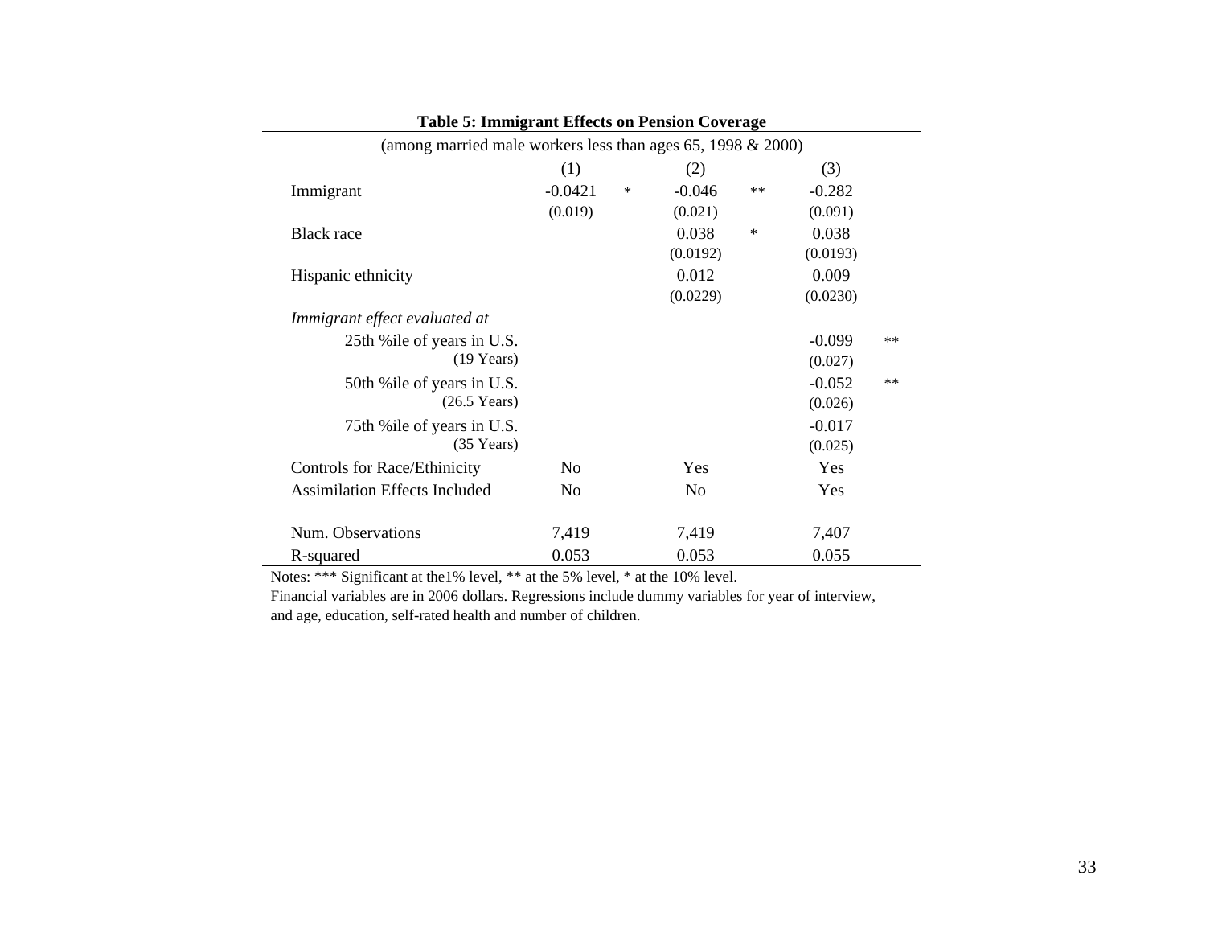**Table 5: Immigrant Effects on Pension Coverage**

(among married male workers less than ages 65, 1998 & 2000)

| | (1) | | (2) | | (3) | |
|---|---|---|---|---|---|---|
| Immigrant | -0.0421 | * | -0.046 | ** | -0.282 | |
| | (0.019) | | (0.021) | | (0.091) | |
| Black race | | | 0.038 | * | 0.038 | |
| | | | (0.0192) | | (0.0193) | |
| Hispanic ethnicity | | | 0.012 | | 0.009 | |
| | | | (0.0229) | | (0.0230) | |
| *Immigrant effect evaluated at* | | | | | | |
| 25th %ile of years in U.S. | | | | | -0.099 | ** |
| (19 Years) | | | | | (0.027) | |
| 50th %ile of years in U.S. | | | | | -0.052 | ** |
| (26.5 Years) | | | | | (0.026) | |
| 75th %ile of years in U.S. | | | | | -0.017 | |
| (35 Years) | | | | | (0.025) | |
| Controls for Race/Ethinicity | No | | Yes | | Yes | |
| Assimilation Effects Included | No | | No | | Yes | |
| Num. Observations | 7,419 | | 7,419 | | 7,407 | |
| R-squared | 0.053 | | 0.053 | | 0.055 | |

Notes: *** Significant at the1% level, ** at the 5% level, * at the 10% level.
Financial variables are in 2006 dollars. Regressions include dummy variables for year of interview, and age, education, self-rated health and number of children.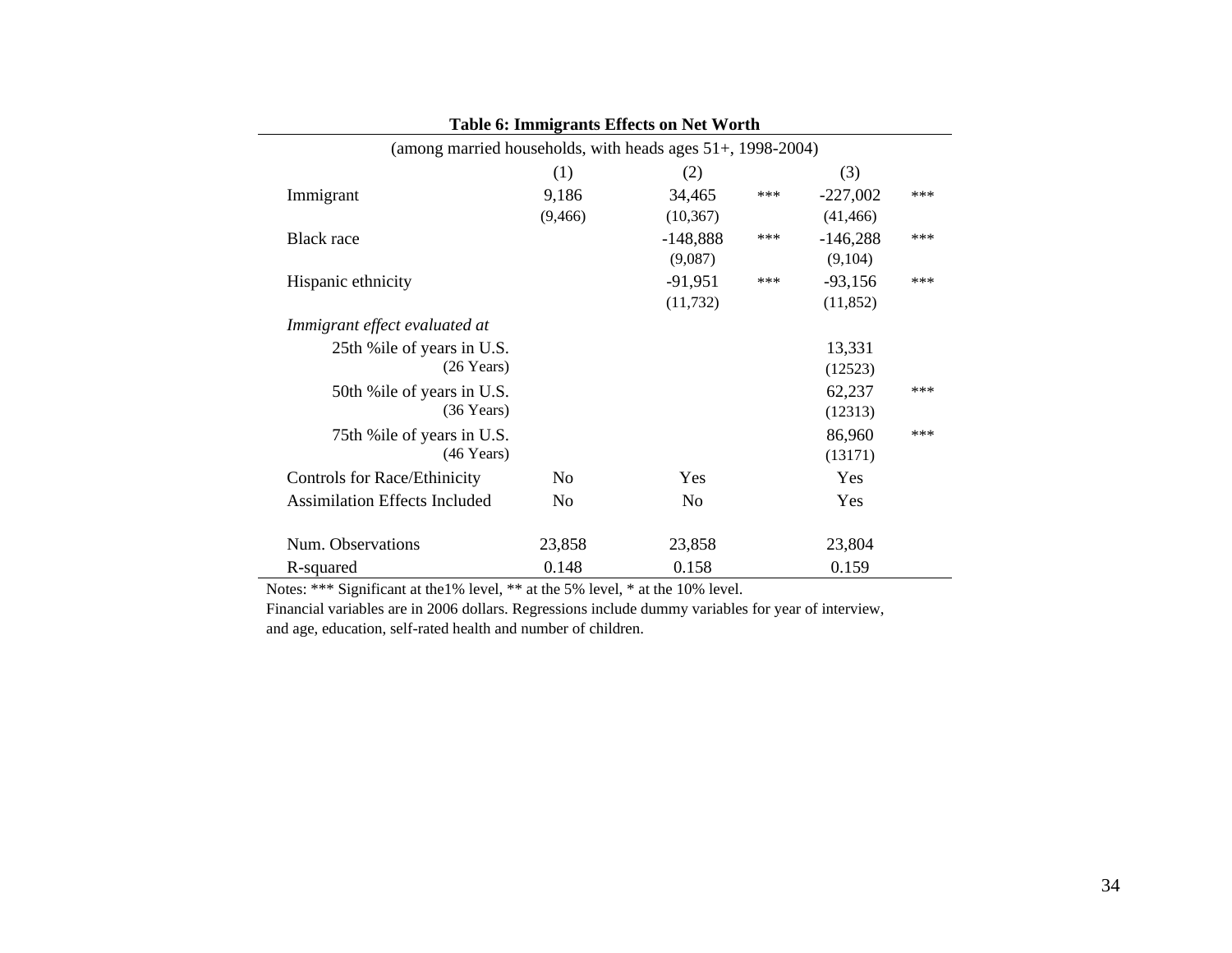**Table 6: Immigrants Effects on Net Worth**

(among married households, with heads ages 51+, 1998-2004)

| | (1) | (2) | | (3) | |
|---|---|---|---|---|---|
| Immigrant | 9,186 | 34,465 | *** | -227,002 | *** |
| | (9,466) | (10,367) | | (41,466) | |
| Black race | | -148,888 | *** | -146,288 | *** |
| | | (9,087) | | (9,104) | |
| Hispanic ethnicity | | -91,951 | *** | -93,156 | *** |
| | | (11,732) | | (11,852) | |
| *Immigrant effect evaluated at* | | | | | |
| 25th %ile of years in U.S. | | | | 13,331 | |
| (26 Years) | | | | (12523) | |
| 50th %ile of years in U.S. | | | | 62,237 | *** |
| (36 Years) | | | | (12313) | |
| 75th %ile of years in U.S. | | | | 86,960 | *** |
| (46 Years) | | | | (13171) | |
| Controls for Race/Ethinicity | No | Yes | | Yes | |
| Assimilation Effects Included | No | No | | Yes | |
| Num. Observations | 23,858 | 23,858 | | 23,804 | |
| R-squared | 0.148 | 0.158 | | 0.159 | |

Notes: *** Significant at the1% level, ** at the 5% level, * at the 10% level.
Financial variables are in 2006 dollars. Regressions include dummy variables for year of interview, and age, education, self-rated health and number of children.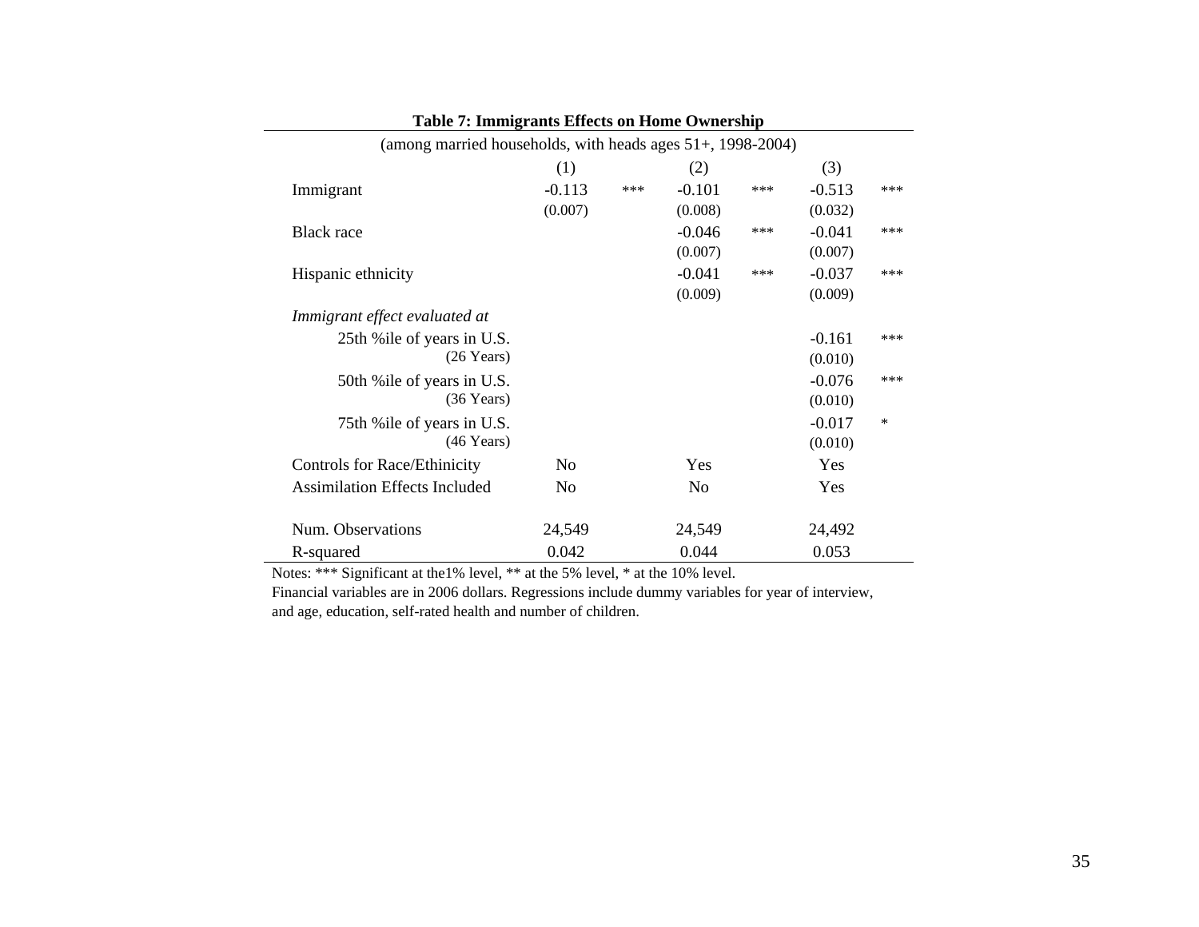**Table 7: Immigrants Effects on Home Ownership**

(among married households, with heads ages 51+, 1998-2004)

| | (1) | | (2) | | (3) | |
|---|---|---|---|---|---|---|
| Immigrant | -0.113 | *** | -0.101 | *** | -0.513 | *** |
| | (0.007) | | (0.008) | | (0.032) | |
| Black race | | | -0.046 | *** | -0.041 | *** |
| | | | (0.007) | | (0.007) | |
| Hispanic ethnicity | | | -0.041 | *** | -0.037 | *** |
| | | | (0.009) | | (0.009) | |
| *Immigrant effect evaluated at* | | | | | | |
| 25th %ile of years in U.S. (26 Years) | | | | | -0.161 | *** |
| | | | | | (0.010) | |
| 50th %ile of years in U.S. (36 Years) | | | | | -0.076 | *** |
| | | | | | (0.010) | |
| 75th %ile of years in U.S. (46 Years) | | | | | -0.017 | * |
| | | | | | (0.010) | |
| Controls for Race/Ethinicity | No | | Yes | | Yes | |
| Assimilation Effects Included | No | | No | | Yes | |
| Num. Observations | 24,549 | | 24,549 | | 24,492 | |
| R-squared | 0.042 | | 0.044 | | 0.053 | |

Notes: *** Significant at the1% level, ** at the 5% level, * at the 10% level.
Financial variables are in 2006 dollars. Regressions include dummy variables for year of interview, and age, education, self-rated health and number of children.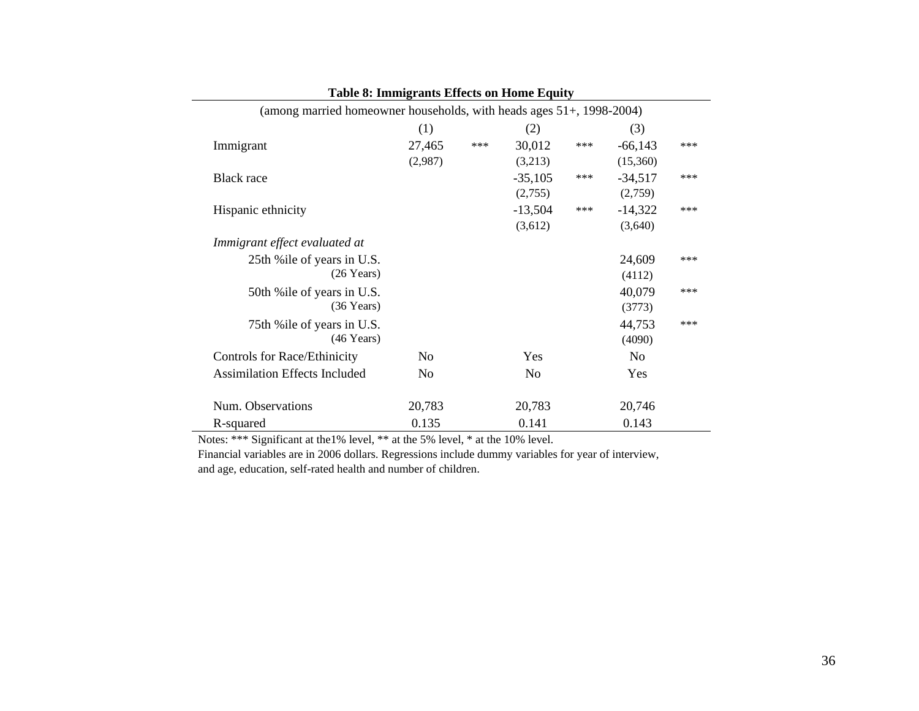**Table 8: Immigrants Effects on Home Equity**

(among married homeowner households, with heads ages 51+, 1998-2004)

| | (1) | | (2) | | (3) | |
|---|---|---|---|---|---|---|
| Immigrant | 27,465 | *** | 30,012 | *** | -66,143 | *** |
| | (2,987) | | (3,213) | | (15,360) | |
| Black race | | | -35,105 | *** | -34,517 | *** |
| | | | (2,755) | | (2,759) | |
| Hispanic ethnicity | | | -13,504 | *** | -14,322 | *** |
| | | | (3,612) | | (3,640) | |
| *Immigrant effect evaluated at* | | | | | | |
| 25th %ile of years in U.S. (26 Years) | | | | | 24,609 | *** |
| | | | | | (4112) | |
| 50th %ile of years in U.S. (36 Years) | | | | | 40,079 | *** |
| | | | | | (3773) | |
| 75th %ile of years in U.S. (46 Years) | | | | | 44,753 | *** |
| | | | | | (4090) | |
| Controls for Race/Ethinicity | No | | Yes | | No | |
| Assimilation Effects Included | No | | No | | Yes | |
| Num. Observations | 20,783 | | 20,783 | | 20,746 | |
| R-squared | 0.135 | | 0.141 | | 0.143 | |

Notes: *** Significant at the1% level, ** at the 5% level, * at the 10% level.
Financial variables are in 2006 dollars. Regressions include dummy variables for year of interview, and age, education, self-rated health and number of children.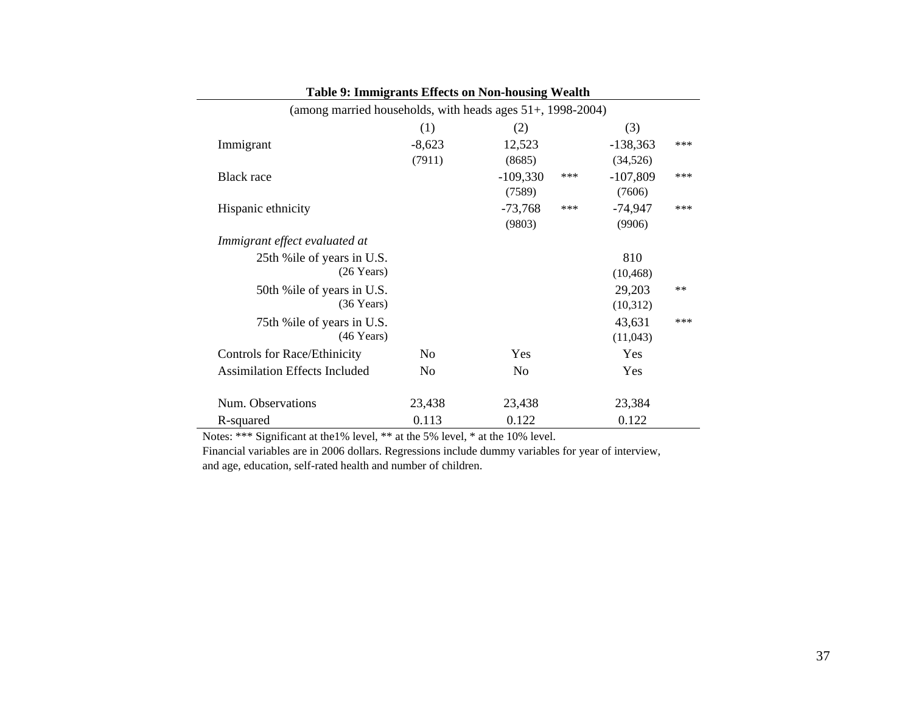**Table 9: Immigrants Effects on Non-housing Wealth**

(among married households, with heads ages 51+, 1998-2004)

| | (1) | (2) | | (3) | |
|---|---|---|---|---|---|
| Immigrant | -8,623 | 12,523 | | -138,363 | *** |
| | (7911) | (8685) | | (34,526) | |
| Black race | | -109,330 | *** | -107,809 | *** |
| | | (7589) | | (7606) | |
| Hispanic ethnicity | | -73,768 | *** | -74,947 | *** |
| | | (9803) | | (9906) | |
| *Immigrant effect evaluated at* | | | | | |
| 25th %ile of years in U.S. (26 Years) | | | | 810 | |
| | | | | (10,468) | |
| 50th %ile of years in U.S. (36 Years) | | | | 29,203 | ** |
| | | | | (10,312) | |
| 75th %ile of years in U.S. (46 Years) | | | | 43,631 | *** |
| | | | | (11,043) | |
| Controls for Race/Ethinicity | No | Yes | | Yes | |
| Assimilation Effects Included | No | No | | Yes | |
| Num. Observations | 23,438 | 23,438 | | 23,384 | |
| R-squared | 0.113 | 0.122 | | 0.122 | |

Notes: *** Significant at the1% level, ** at the 5% level, * at the 10% level.
Financial variables are in 2006 dollars. Regressions include dummy variables for year of interview, and age, education, self-rated health and number of children.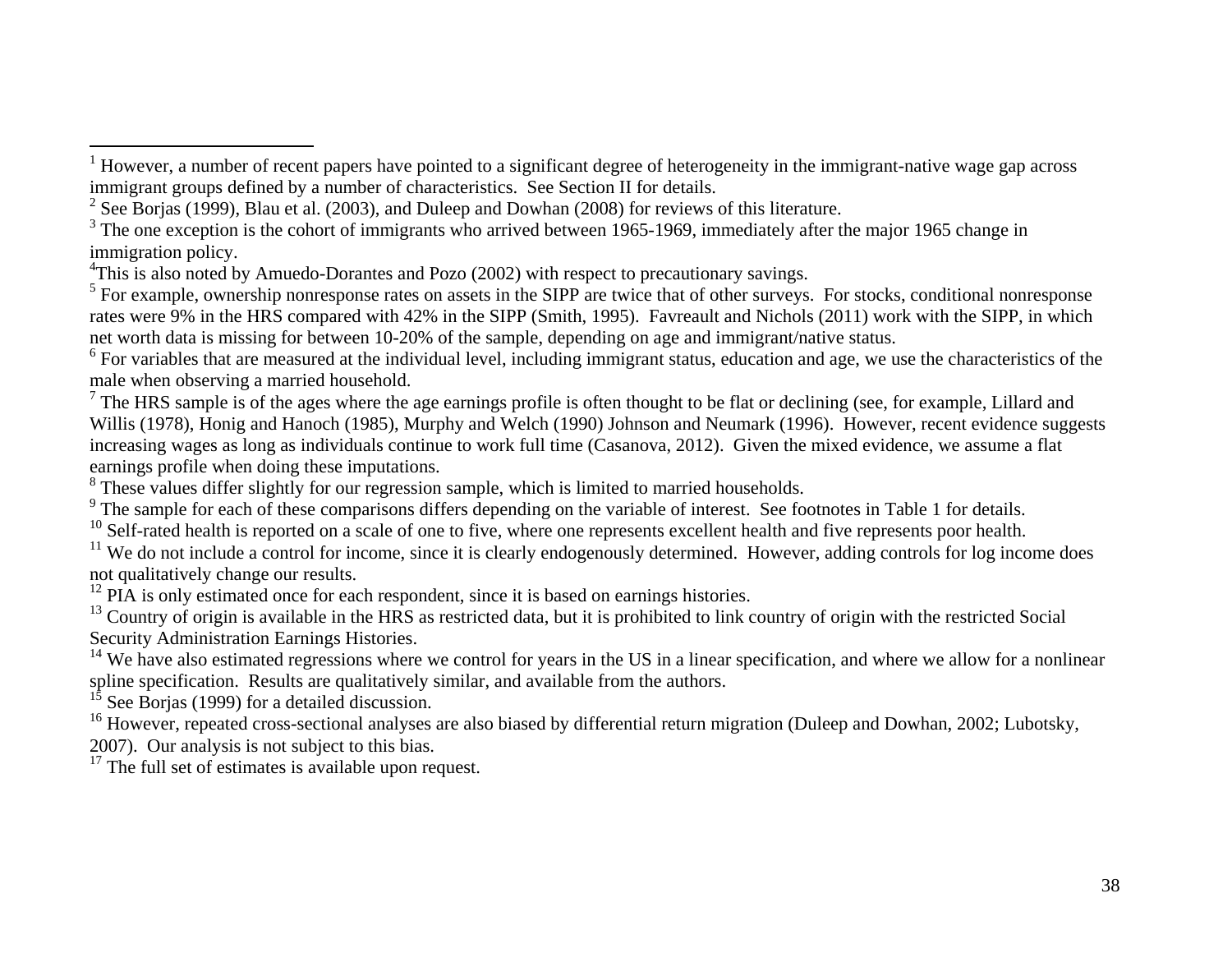[1] However, a number of recent papers have pointed to a significant degree of heterogeneity in the immigrant-native wage gap across immigrant groups defined by a number of characteristics. See Section II for details.

[2] See Borjas (1999), Blau et al. (2003), and Duleep and Dowhan (2008) for reviews of this literature.

[3] The one exception is the cohort of immigrants who arrived between 1965-1969, immediately after the major 1965 change in immigration policy.

[4] This is also noted by Amuedo-Dorantes and Pozo (2002) with respect to precautionary savings.

[5] For example, ownership nonresponse rates on assets in the SIPP are twice that of other surveys. For stocks, conditional nonresponse rates were 9% in the HRS compared with 42% in the SIPP (Smith, 1995). Favreault and Nichols (2011) work with the SIPP, in which net worth data is missing for between 10-20% of the sample, depending on age and immigrant/native status.

[6] For variables that are measured at the individual level, including immigrant status, education and age, we use the characteristics of the male when observing a married household.

[7] The HRS sample is of the ages where the age earnings profile is often thought to be flat or declining (see, for example, Lillard and Willis (1978), Honig and Hanoch (1985), Murphy and Welch (1990) Johnson and Neumark (1996). However, recent evidence suggests increasing wages as long as individuals continue to work full time (Casanova, 2012). Given the mixed evidence, we assume a flat earnings profile when doing these imputations.

[8] These values differ slightly for our regression sample, which is limited to married households.

[9] The sample for each of these comparisons differs depending on the variable of interest. See footnotes in Table 1 for details.

[10] Self-rated health is reported on a scale of one to five, where one represents excellent health and five represents poor health.

[11] We do not include a control for income, since it is clearly endogenously determined. However, adding controls for log income does not qualitatively change our results.

[12] PIA is only estimated once for each respondent, since it is based on earnings histories.

[13] Country of origin is available in the HRS as restricted data, but it is prohibited to link country of origin with the restricted Social Security Administration Earnings Histories.

[14] We have also estimated regressions where we control for years in the US in a linear specification, and where we allow for a nonlinear spline specification. Results are qualitatively similar, and available from the authors.

[15] See Borjas (1999) for a detailed discussion.

[16] However, repeated cross-sectional analyses are also biased by differential return migration (Duleep and Dowhan, 2002; Lubotsky, 2007). Our analysis is not subject to this bias.

[17] The full set of estimates is available upon request.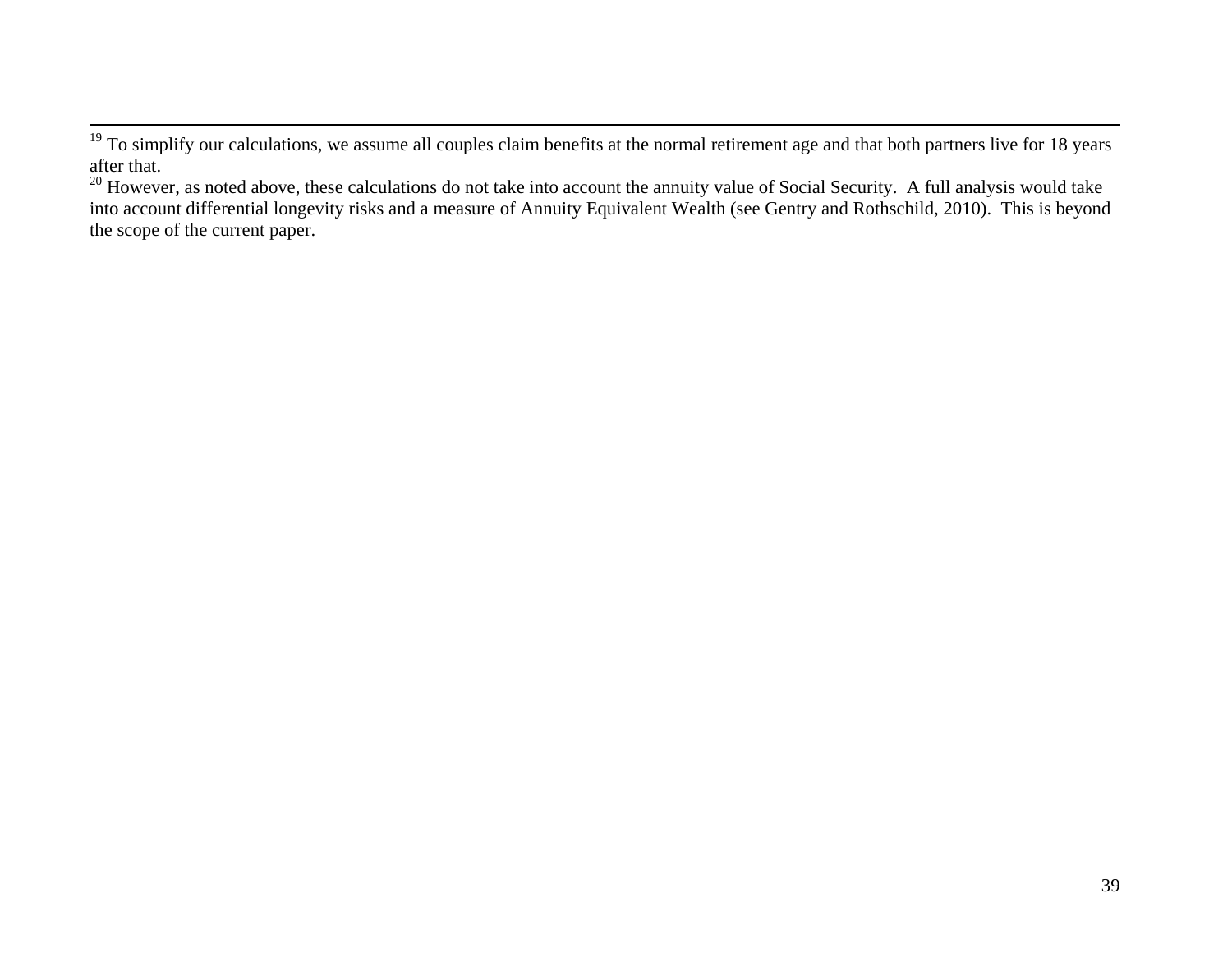[19] To simplify our calculations, we assume all couples claim benefits at the normal retirement age and that both partners live for 18 years after that.

[20] However, as noted above, these calculations do not take into account the annuity value of Social Security. A full analysis would take into account differential longevity risks and a measure of Annuity Equivalent Wealth (see Gentry and Rothschild, 2010). This is beyond the scope of the current paper.